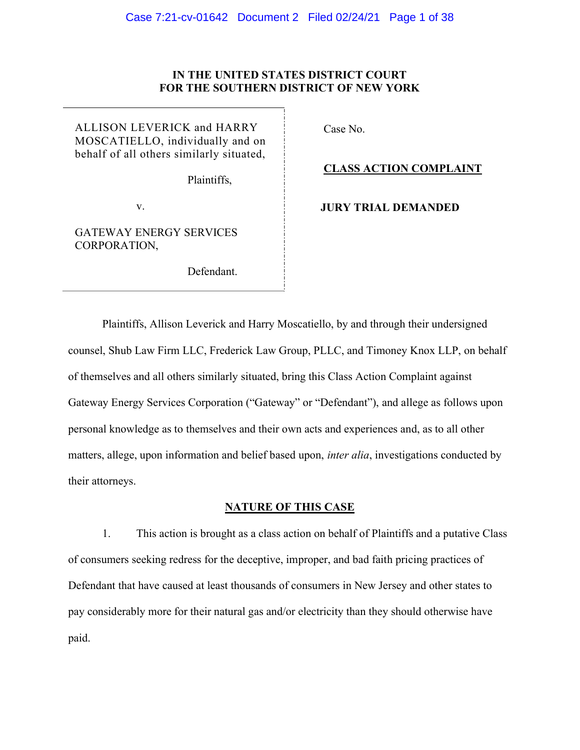**IN THE UNITED STATES DISTRICT COURT**
**FOR THE SOUTHERN DISTRICT OF NEW YORK**

| | |
|---|---|
| ALLISON LEVERICK and HARRY MOSCATIELLO, individually and on behalf of all others similarly situated,<br><br>Plaintiffs,<br><br>v.<br><br>GATEWAY ENERGY SERVICES CORPORATION,<br><br>Defendant. | Case No.<br><br>**CLASS ACTION COMPLAINT**<br><br>**JURY TRIAL DEMANDED** |

Plaintiffs, Allison Leverick and Harry Moscatiello, by and through their undersigned counsel, Shub Law Firm LLC, Frederick Law Group, PLLC, and Timoney Knox LLP, on behalf of themselves and all others similarly situated, bring this Class Action Complaint against Gateway Energy Services Corporation ("Gateway" or "Defendant"), and allege as follows upon personal knowledge as to themselves and their own acts and experiences and, as to all other matters, allege, upon information and belief based upon, *inter alia*, investigations conducted by their attorneys.

## NATURE OF THIS CASE

1. This action is brought as a class action on behalf of Plaintiffs and a putative Class of consumers seeking redress for the deceptive, improper, and bad faith pricing practices of Defendant that have caused at least thousands of consumers in New Jersey and other states to pay considerably more for their natural gas and/or electricity than they should otherwise have paid.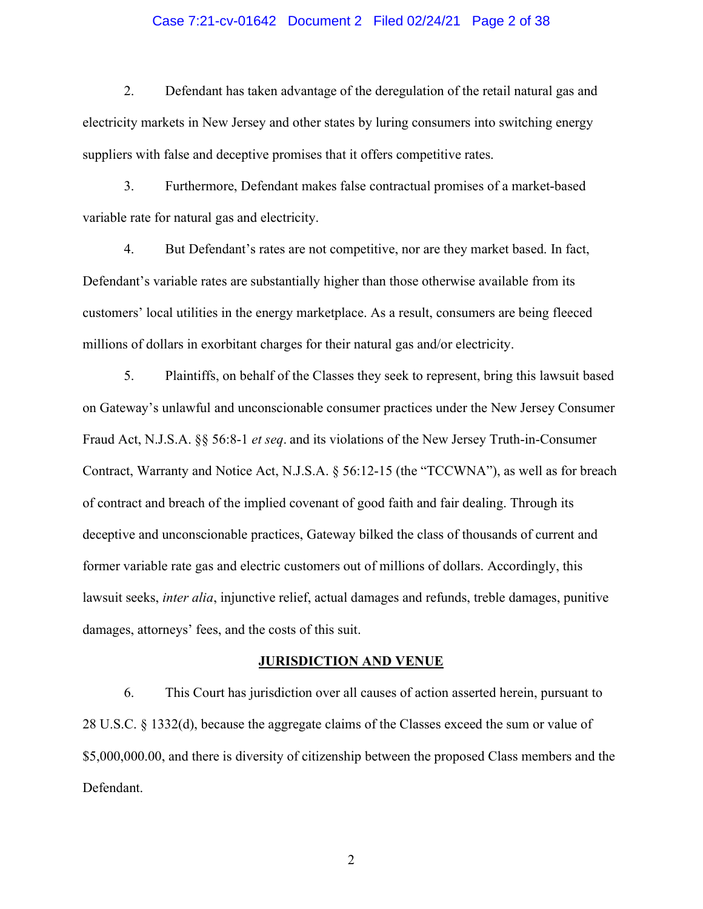2. Defendant has taken advantage of the deregulation of the retail natural gas and electricity markets in New Jersey and other states by luring consumers into switching energy suppliers with false and deceptive promises that it offers competitive rates.

3. Furthermore, Defendant makes false contractual promises of a market-based variable rate for natural gas and electricity.

4. But Defendant's rates are not competitive, nor are they market based. In fact, Defendant's variable rates are substantially higher than those otherwise available from its customers' local utilities in the energy marketplace. As a result, consumers are being fleeced millions of dollars in exorbitant charges for their natural gas and/or electricity.

5. Plaintiffs, on behalf of the Classes they seek to represent, bring this lawsuit based on Gateway's unlawful and unconscionable consumer practices under the New Jersey Consumer Fraud Act, N.J.S.A. §§ 56:8-1 *et seq*. and its violations of the New Jersey Truth-in-Consumer Contract, Warranty and Notice Act, N.J.S.A. § 56:12-15 (the "TCCWNA"), as well as for breach of contract and breach of the implied covenant of good faith and fair dealing. Through its deceptive and unconscionable practices, Gateway bilked the class of thousands of current and former variable rate gas and electric customers out of millions of dollars. Accordingly, this lawsuit seeks, *inter alia*, injunctive relief, actual damages and refunds, treble damages, punitive damages, attorneys' fees, and the costs of this suit.

## JURISDICTION AND VENUE

6. This Court has jurisdiction over all causes of action asserted herein, pursuant to 28 U.S.C. § 1332(d), because the aggregate claims of the Classes exceed the sum or value of $5,000,000.00, and there is diversity of citizenship between the proposed Class members and the Defendant.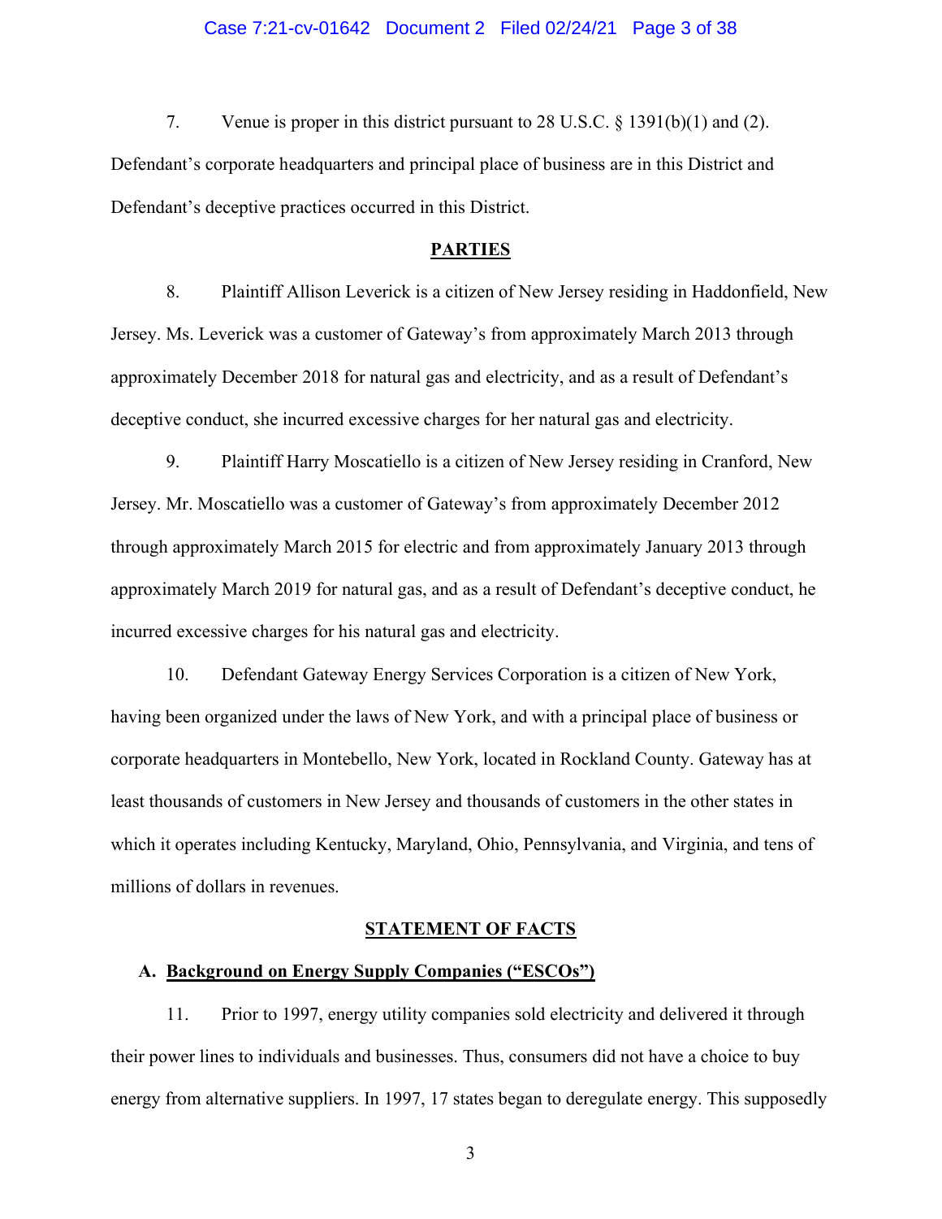7. Venue is proper in this district pursuant to 28 U.S.C. § 1391(b)(1) and (2). Defendant's corporate headquarters and principal place of business are in this District and Defendant's deceptive practices occurred in this District.

## PARTIES

8. Plaintiff Allison Leverick is a citizen of New Jersey residing in Haddonfield, New Jersey. Ms. Leverick was a customer of Gateway's from approximately March 2013 through approximately December 2018 for natural gas and electricity, and as a result of Defendant's deceptive conduct, she incurred excessive charges for her natural gas and electricity.

9. Plaintiff Harry Moscatiello is a citizen of New Jersey residing in Cranford, New Jersey. Mr. Moscatiello was a customer of Gateway's from approximately December 2012 through approximately March 2015 for electric and from approximately January 2013 through approximately March 2019 for natural gas, and as a result of Defendant's deceptive conduct, he incurred excessive charges for his natural gas and electricity.

10. Defendant Gateway Energy Services Corporation is a citizen of New York, having been organized under the laws of New York, and with a principal place of business or corporate headquarters in Montebello, New York, located in Rockland County. Gateway has at least thousands of customers in New Jersey and thousands of customers in the other states in which it operates including Kentucky, Maryland, Ohio, Pennsylvania, and Virginia, and tens of millions of dollars in revenues.

## STATEMENT OF FACTS

### A. Background on Energy Supply Companies ("ESCOs")

11. Prior to 1997, energy utility companies sold electricity and delivered it through their power lines to individuals and businesses. Thus, consumers did not have a choice to buy energy from alternative suppliers. In 1997, 17 states began to deregulate energy. This supposedly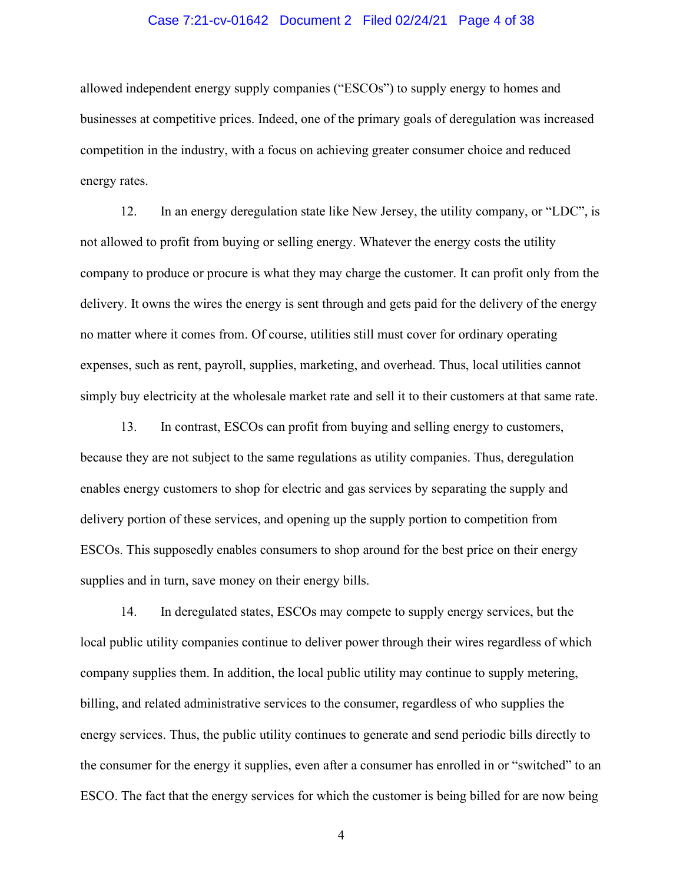allowed independent energy supply companies ("ESCOs") to supply energy to homes and businesses at competitive prices. Indeed, one of the primary goals of deregulation was increased competition in the industry, with a focus on achieving greater consumer choice and reduced energy rates.

12. In an energy deregulation state like New Jersey, the utility company, or "LDC", is not allowed to profit from buying or selling energy. Whatever the energy costs the utility company to produce or procure is what they may charge the customer. It can profit only from the delivery. It owns the wires the energy is sent through and gets paid for the delivery of the energy no matter where it comes from. Of course, utilities still must cover for ordinary operating expenses, such as rent, payroll, supplies, marketing, and overhead. Thus, local utilities cannot simply buy electricity at the wholesale market rate and sell it to their customers at that same rate.

13. In contrast, ESCOs can profit from buying and selling energy to customers, because they are not subject to the same regulations as utility companies. Thus, deregulation enables energy customers to shop for electric and gas services by separating the supply and delivery portion of these services, and opening up the supply portion to competition from ESCOs. This supposedly enables consumers to shop around for the best price on their energy supplies and in turn, save money on their energy bills.

14. In deregulated states, ESCOs may compete to supply energy services, but the local public utility companies continue to deliver power through their wires regardless of which company supplies them. In addition, the local public utility may continue to supply metering, billing, and related administrative services to the consumer, regardless of who supplies the energy services. Thus, the public utility continues to generate and send periodic bills directly to the consumer for the energy it supplies, even after a consumer has enrolled in or "switched" to an ESCO. The fact that the energy services for which the customer is being billed for are now being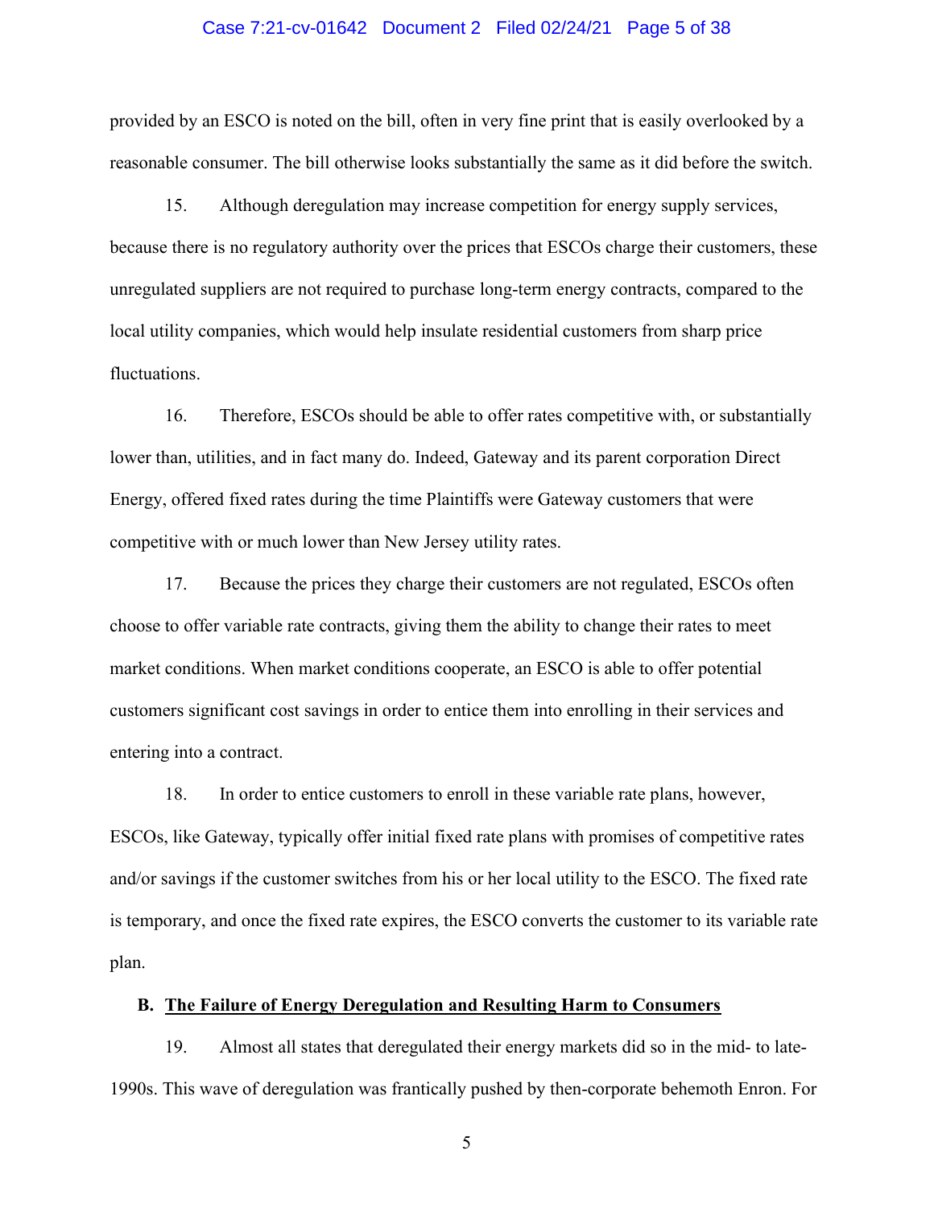provided by an ESCO is noted on the bill, often in very fine print that is easily overlooked by a reasonable consumer. The bill otherwise looks substantially the same as it did before the switch.

15. Although deregulation may increase competition for energy supply services, because there is no regulatory authority over the prices that ESCOs charge their customers, these unregulated suppliers are not required to purchase long-term energy contracts, compared to the local utility companies, which would help insulate residential customers from sharp price fluctuations.

16. Therefore, ESCOs should be able to offer rates competitive with, or substantially lower than, utilities, and in fact many do. Indeed, Gateway and its parent corporation Direct Energy, offered fixed rates during the time Plaintiffs were Gateway customers that were competitive with or much lower than New Jersey utility rates.

17. Because the prices they charge their customers are not regulated, ESCOs often choose to offer variable rate contracts, giving them the ability to change their rates to meet market conditions. When market conditions cooperate, an ESCO is able to offer potential customers significant cost savings in order to entice them into enrolling in their services and entering into a contract.

18. In order to entice customers to enroll in these variable rate plans, however, ESCOs, like Gateway, typically offer initial fixed rate plans with promises of competitive rates and/or savings if the customer switches from his or her local utility to the ESCO. The fixed rate is temporary, and once the fixed rate expires, the ESCO converts the customer to its variable rate plan.

### B. <u>The Failure of Energy Deregulation and Resulting Harm to Consumers</u>

19. Almost all states that deregulated their energy markets did so in the mid- to late-1990s. This wave of deregulation was frantically pushed by then-corporate behemoth Enron. For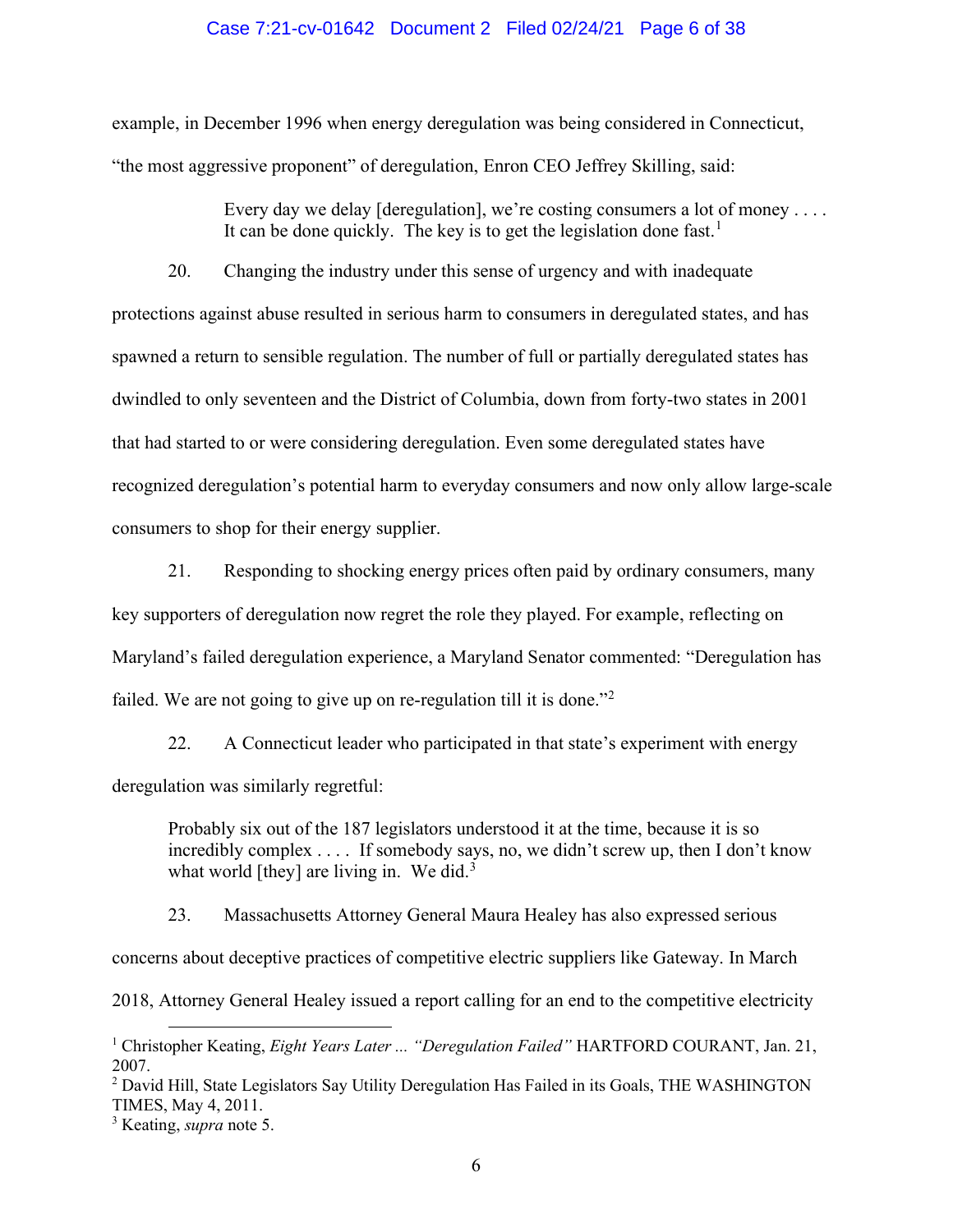example, in December 1996 when energy deregulation was being considered in Connecticut, "the most aggressive proponent" of deregulation, Enron CEO Jeffrey Skilling, said:

> Every day we delay [deregulation], we're costing consumers a lot of money . . . . It can be done quickly. The key is to get the legislation done fast.[1]

20. Changing the industry under this sense of urgency and with inadequate protections against abuse resulted in serious harm to consumers in deregulated states, and has spawned a return to sensible regulation. The number of full or partially deregulated states has dwindled to only seventeen and the District of Columbia, down from forty-two states in 2001 that had started to or were considering deregulation. Even some deregulated states have recognized deregulation's potential harm to everyday consumers and now only allow large-scale consumers to shop for their energy supplier.

21. Responding to shocking energy prices often paid by ordinary consumers, many key supporters of deregulation now regret the role they played. For example, reflecting on Maryland's failed deregulation experience, a Maryland Senator commented: "Deregulation has failed. We are not going to give up on re-regulation till it is done."[2]

22. A Connecticut leader who participated in that state's experiment with energy deregulation was similarly regretful:

> Probably six out of the 187 legislators understood it at the time, because it is so incredibly complex . . . . If somebody says, no, we didn't screw up, then I don't know what world [they] are living in. We did.[3]

23. Massachusetts Attorney General Maura Healey has also expressed serious concerns about deceptive practices of competitive electric suppliers like Gateway. In March 2018, Attorney General Healey issued a report calling for an end to the competitive electricity

---

[1] Christopher Keating, *Eight Years Later ... "Deregulation Failed"* HARTFORD COURANT, Jan. 21, 2007.

[2] David Hill, State Legislators Say Utility Deregulation Has Failed in its Goals, THE WASHINGTON TIMES, May 4, 2011.

[3] Keating, *supra* note 5.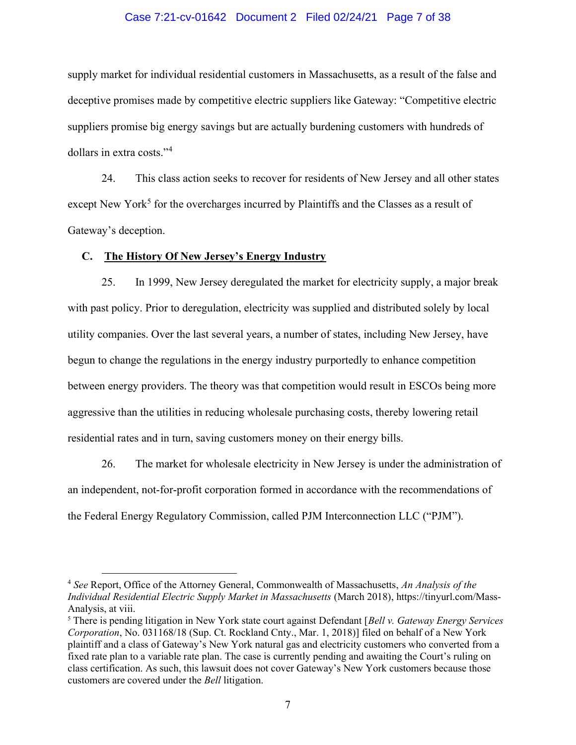supply market for individual residential customers in Massachusetts, as a result of the false and deceptive promises made by competitive electric suppliers like Gateway: "Competitive electric suppliers promise big energy savings but are actually burdening customers with hundreds of dollars in extra costs."[4]

24. This class action seeks to recover for residents of New Jersey and all other states except New York[5] for the overcharges incurred by Plaintiffs and the Classes as a result of Gateway's deception.

### C. <u>The History Of New Jersey's Energy Industry</u>

25. In 1999, New Jersey deregulated the market for electricity supply, a major break with past policy. Prior to deregulation, electricity was supplied and distributed solely by local utility companies. Over the last several years, a number of states, including New Jersey, have begun to change the regulations in the energy industry purportedly to enhance competition between energy providers. The theory was that competition would result in ESCOs being more aggressive than the utilities in reducing wholesale purchasing costs, thereby lowering retail residential rates and in turn, saving customers money on their energy bills.

26. The market for wholesale electricity in New Jersey is under the administration of an independent, not-for-profit corporation formed in accordance with the recommendations of the Federal Energy Regulatory Commission, called PJM Interconnection LLC ("PJM").

---

[4] *See* Report, Office of the Attorney General, Commonwealth of Massachusetts, *An Analysis of the Individual Residential Electric Supply Market in Massachusetts* (March 2018), https://tinyurl.com/Mass-Analysis, at viii.

[5] There is pending litigation in New York state court against Defendant [*Bell v. Gateway Energy Services Corporation*, No. 031168/18 (Sup. Ct. Rockland Cnty., Mar. 1, 2018)] filed on behalf of a New York plaintiff and a class of Gateway's New York natural gas and electricity customers who converted from a fixed rate plan to a variable rate plan. The case is currently pending and awaiting the Court's ruling on class certification. As such, this lawsuit does not cover Gateway's New York customers because those customers are covered under the *Bell* litigation.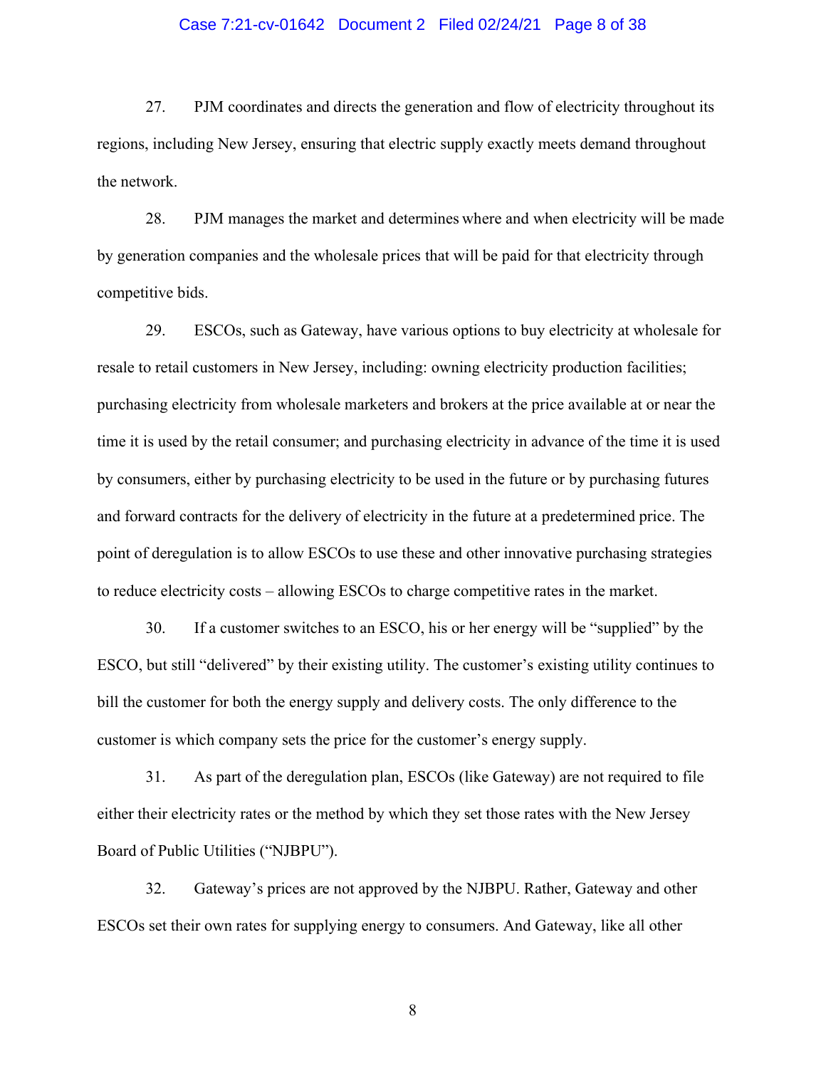27. PJM coordinates and directs the generation and flow of electricity throughout its regions, including New Jersey, ensuring that electric supply exactly meets demand throughout the network.

28. PJM manages the market and determines where and when electricity will be made by generation companies and the wholesale prices that will be paid for that electricity through competitive bids.

29. ESCOs, such as Gateway, have various options to buy electricity at wholesale for resale to retail customers in New Jersey, including: owning electricity production facilities; purchasing electricity from wholesale marketers and brokers at the price available at or near the time it is used by the retail consumer; and purchasing electricity in advance of the time it is used by consumers, either by purchasing electricity to be used in the future or by purchasing futures and forward contracts for the delivery of electricity in the future at a predetermined price. The point of deregulation is to allow ESCOs to use these and other innovative purchasing strategies to reduce electricity costs – allowing ESCOs to charge competitive rates in the market.

30. If a customer switches to an ESCO, his or her energy will be "supplied" by the ESCO, but still "delivered" by their existing utility. The customer's existing utility continues to bill the customer for both the energy supply and delivery costs. The only difference to the customer is which company sets the price for the customer's energy supply.

31. As part of the deregulation plan, ESCOs (like Gateway) are not required to file either their electricity rates or the method by which they set those rates with the New Jersey Board of Public Utilities ("NJBPU").

32. Gateway's prices are not approved by the NJBPU. Rather, Gateway and other ESCOs set their own rates for supplying energy to consumers. And Gateway, like all other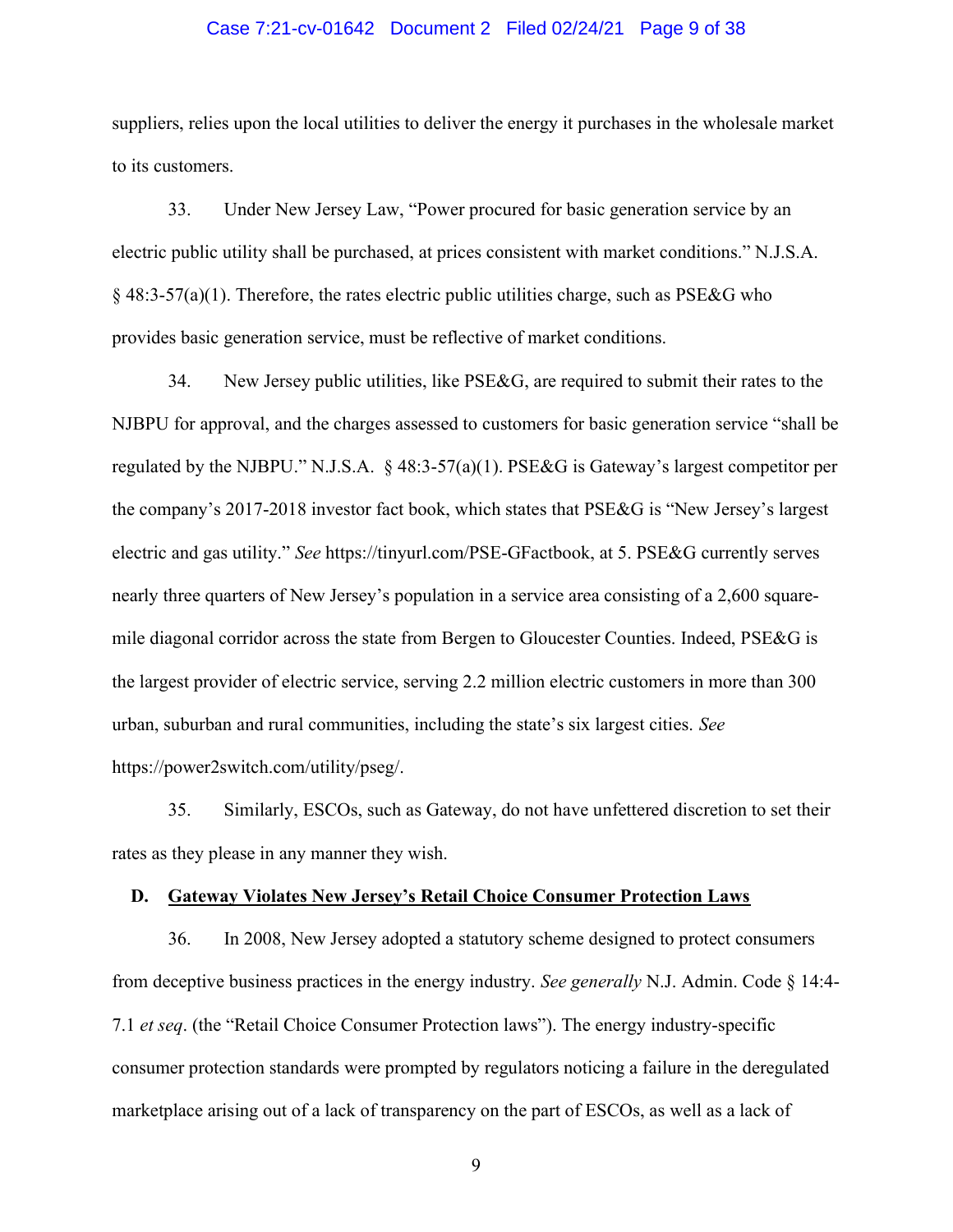suppliers, relies upon the local utilities to deliver the energy it purchases in the wholesale market to its customers.

33. Under New Jersey Law, "Power procured for basic generation service by an electric public utility shall be purchased, at prices consistent with market conditions." N.J.S.A. § 48:3-57(a)(1). Therefore, the rates electric public utilities charge, such as PSE&G who provides basic generation service, must be reflective of market conditions.

34. New Jersey public utilities, like PSE&G, are required to submit their rates to the NJBPU for approval, and the charges assessed to customers for basic generation service "shall be regulated by the NJBPU." N.J.S.A. § 48:3-57(a)(1). PSE&G is Gateway's largest competitor per the company's 2017-2018 investor fact book, which states that PSE&G is "New Jersey's largest electric and gas utility." *See* https://tinyurl.com/PSE-GFactbook, at 5. PSE&G currently serves nearly three quarters of New Jersey's population in a service area consisting of a 2,600 square-mile diagonal corridor across the state from Bergen to Gloucester Counties. Indeed, PSE&G is the largest provider of electric service, serving 2.2 million electric customers in more than 300 urban, suburban and rural communities, including the state's six largest cities. *See* https://power2switch.com/utility/pseg/.

35. Similarly, ESCOs, such as Gateway, do not have unfettered discretion to set their rates as they please in any manner they wish.

### D. Gateway Violates New Jersey's Retail Choice Consumer Protection Laws

36. In 2008, New Jersey adopted a statutory scheme designed to protect consumers from deceptive business practices in the energy industry. *See generally* N.J. Admin. Code § 14:4-7.1 *et seq*. (the "Retail Choice Consumer Protection laws"). The energy industry-specific consumer protection standards were prompted by regulators noticing a failure in the deregulated marketplace arising out of a lack of transparency on the part of ESCOs, as well as a lack of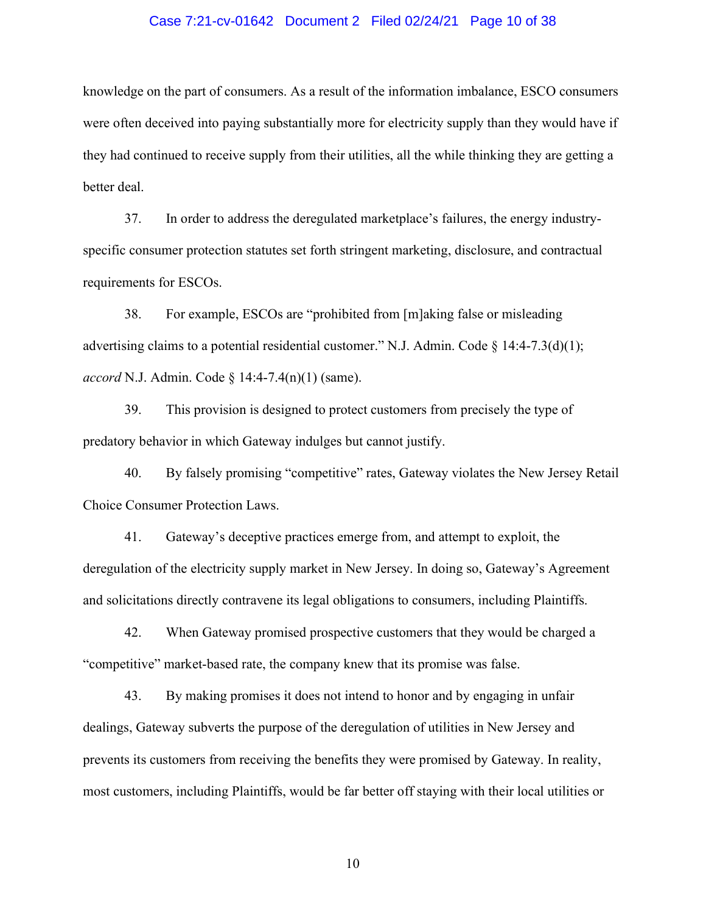knowledge on the part of consumers. As a result of the information imbalance, ESCO consumers were often deceived into paying substantially more for electricity supply than they would have if they had continued to receive supply from their utilities, all the while thinking they are getting a better deal.

37. In order to address the deregulated marketplace's failures, the energy industry-specific consumer protection statutes set forth stringent marketing, disclosure, and contractual requirements for ESCOs.

38. For example, ESCOs are "prohibited from [m]aking false or misleading advertising claims to a potential residential customer." N.J. Admin. Code § 14:4-7.3(d)(1); *accord* N.J. Admin. Code § 14:4-7.4(n)(1) (same).

39. This provision is designed to protect customers from precisely the type of predatory behavior in which Gateway indulges but cannot justify.

40. By falsely promising "competitive" rates, Gateway violates the New Jersey Retail Choice Consumer Protection Laws.

41. Gateway's deceptive practices emerge from, and attempt to exploit, the deregulation of the electricity supply market in New Jersey. In doing so, Gateway's Agreement and solicitations directly contravene its legal obligations to consumers, including Plaintiffs.

42. When Gateway promised prospective customers that they would be charged a "competitive" market-based rate, the company knew that its promise was false.

43. By making promises it does not intend to honor and by engaging in unfair dealings, Gateway subverts the purpose of the deregulation of utilities in New Jersey and prevents its customers from receiving the benefits they were promised by Gateway. In reality, most customers, including Plaintiffs, would be far better off staying with their local utilities or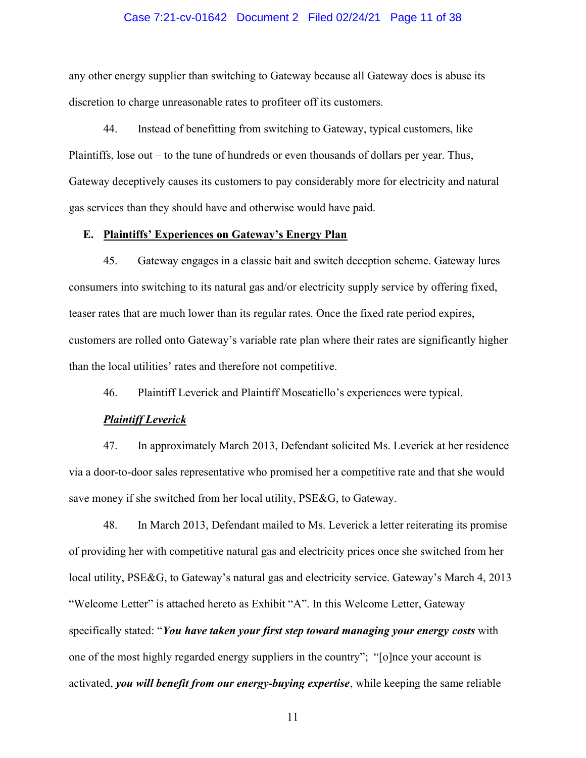any other energy supplier than switching to Gateway because all Gateway does is abuse its discretion to charge unreasonable rates to profiteer off its customers.

44. Instead of benefitting from switching to Gateway, typical customers, like Plaintiffs, lose out – to the tune of hundreds or even thousands of dollars per year. Thus, Gateway deceptively causes its customers to pay considerably more for electricity and natural gas services than they should have and otherwise would have paid.

## E. Plaintiffs' Experiences on Gateway's Energy Plan

45. Gateway engages in a classic bait and switch deception scheme. Gateway lures consumers into switching to its natural gas and/or electricity supply service by offering fixed, teaser rates that are much lower than its regular rates. Once the fixed rate period expires, customers are rolled onto Gateway's variable rate plan where their rates are significantly higher than the local utilities' rates and therefore not competitive.

46. Plaintiff Leverick and Plaintiff Moscatiello's experiences were typical.

***Plaintiff Leverick***

47. In approximately March 2013, Defendant solicited Ms. Leverick at her residence via a door-to-door sales representative who promised her a competitive rate and that she would save money if she switched from her local utility, PSE&G, to Gateway.

48. In March 2013, Defendant mailed to Ms. Leverick a letter reiterating its promise of providing her with competitive natural gas and electricity prices once she switched from her local utility, PSE&G, to Gateway's natural gas and electricity service. Gateway's March 4, 2013 "Welcome Letter" is attached hereto as Exhibit "A". In this Welcome Letter, Gateway specifically stated: "***You have taken your first step toward managing your energy costs*** with one of the most highly regarded energy suppliers in the country"; "[o]nce your account is activated, ***you will benefit from our energy-buying expertise***, while keeping the same reliable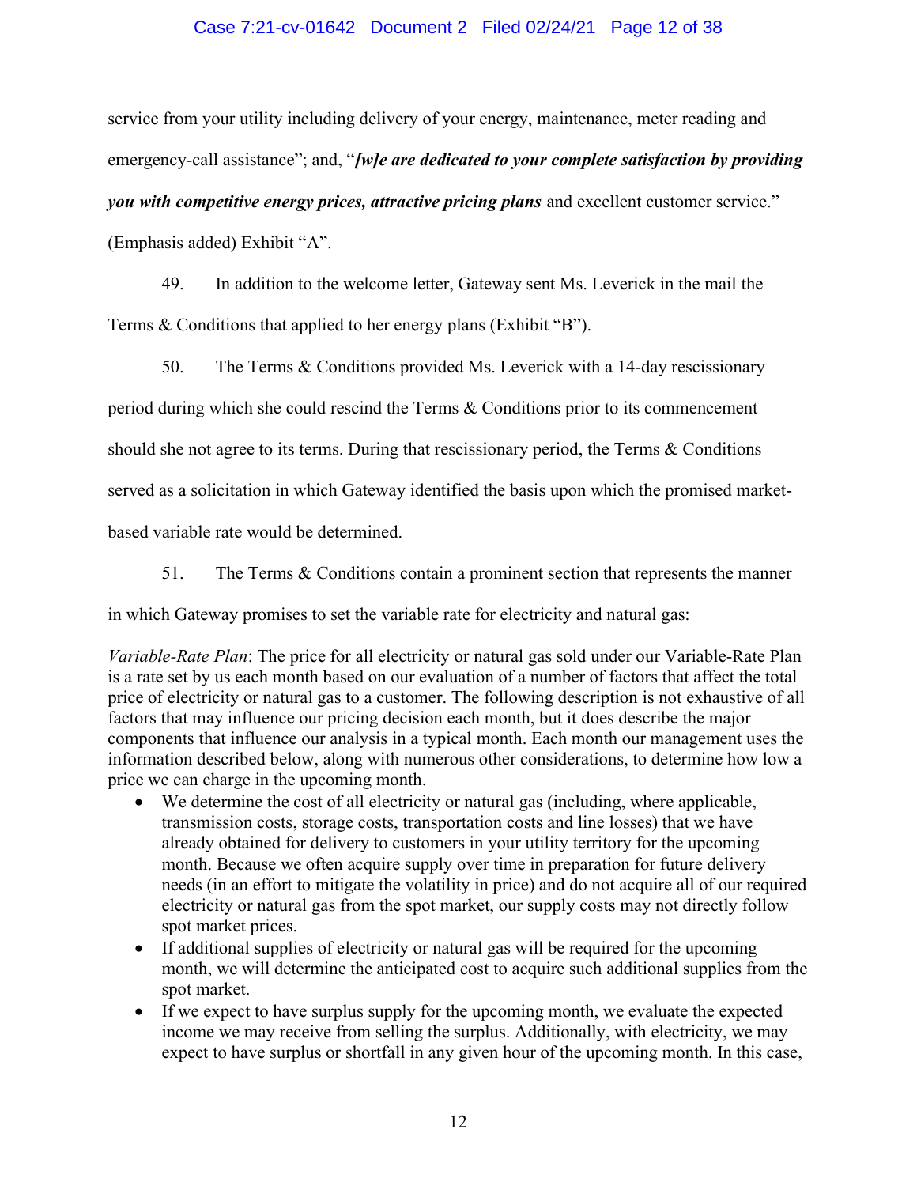service from your utility including delivery of your energy, maintenance, meter reading and emergency-call assistance"; and, "***[w]e are dedicated to your complete satisfaction by providing you with competitive energy prices, attractive pricing plans*** and excellent customer service." (Emphasis added) Exhibit "A".

49. In addition to the welcome letter, Gateway sent Ms. Leverick in the mail the Terms & Conditions that applied to her energy plans (Exhibit "B").

50. The Terms & Conditions provided Ms. Leverick with a 14-day rescissionary period during which she could rescind the Terms & Conditions prior to its commencement should she not agree to its terms. During that rescissionary period, the Terms & Conditions served as a solicitation in which Gateway identified the basis upon which the promised market-based variable rate would be determined.

51. The Terms & Conditions contain a prominent section that represents the manner in which Gateway promises to set the variable rate for electricity and natural gas:

*Variable-Rate Plan*: The price for all electricity or natural gas sold under our Variable-Rate Plan is a rate set by us each month based on our evaluation of a number of factors that affect the total price of electricity or natural gas to a customer. The following description is not exhaustive of all factors that may influence our pricing decision each month, but it does describe the major components that influence our analysis in a typical month. Each month our management uses the information described below, along with numerous other considerations, to determine how low a price we can charge in the upcoming month.

- We determine the cost of all electricity or natural gas (including, where applicable, transmission costs, storage costs, transportation costs and line losses) that we have already obtained for delivery to customers in your utility territory for the upcoming month. Because we often acquire supply over time in preparation for future delivery needs (in an effort to mitigate the volatility in price) and do not acquire all of our required electricity or natural gas from the spot market, our supply costs may not directly follow spot market prices.
- If additional supplies of electricity or natural gas will be required for the upcoming month, we will determine the anticipated cost to acquire such additional supplies from the spot market.
- If we expect to have surplus supply for the upcoming month, we evaluate the expected income we may receive from selling the surplus. Additionally, with electricity, we may expect to have surplus or shortfall in any given hour of the upcoming month. In this case,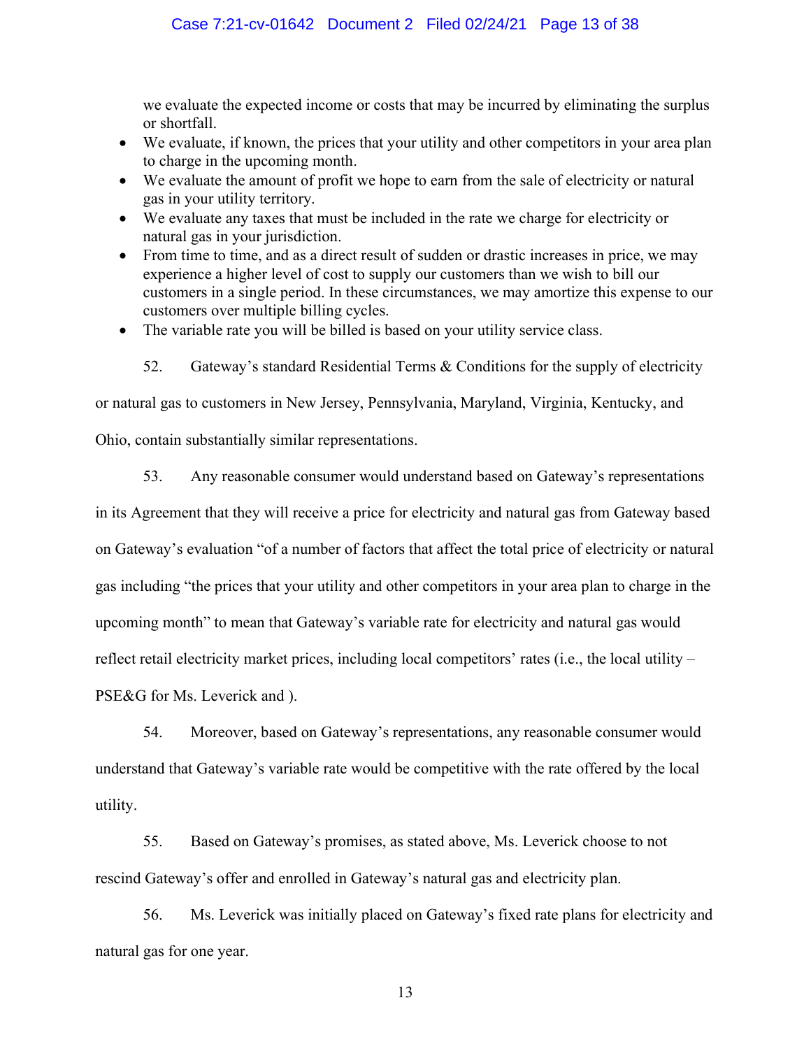we evaluate the expected income or costs that may be incurred by eliminating the surplus or shortfall.

- We evaluate, if known, the prices that your utility and other competitors in your area plan to charge in the upcoming month.
- We evaluate the amount of profit we hope to earn from the sale of electricity or natural gas in your utility territory.
- We evaluate any taxes that must be included in the rate we charge for electricity or natural gas in your jurisdiction.
- From time to time, and as a direct result of sudden or drastic increases in price, we may experience a higher level of cost to supply our customers than we wish to bill our customers in a single period. In these circumstances, we may amortize this expense to our customers over multiple billing cycles.
- The variable rate you will be billed is based on your utility service class.

52. Gateway's standard Residential Terms & Conditions for the supply of electricity or natural gas to customers in New Jersey, Pennsylvania, Maryland, Virginia, Kentucky, and Ohio, contain substantially similar representations.

53. Any reasonable consumer would understand based on Gateway's representations in its Agreement that they will receive a price for electricity and natural gas from Gateway based on Gateway's evaluation "of a number of factors that affect the total price of electricity or natural gas including "the prices that your utility and other competitors in your area plan to charge in the upcoming month" to mean that Gateway's variable rate for electricity and natural gas would reflect retail electricity market prices, including local competitors' rates (i.e., the local utility – PSE&G for Ms. Leverick and ).

54. Moreover, based on Gateway's representations, any reasonable consumer would understand that Gateway's variable rate would be competitive with the rate offered by the local utility.

55. Based on Gateway's promises, as stated above, Ms. Leverick choose to not rescind Gateway's offer and enrolled in Gateway's natural gas and electricity plan.

56. Ms. Leverick was initially placed on Gateway's fixed rate plans for electricity and natural gas for one year.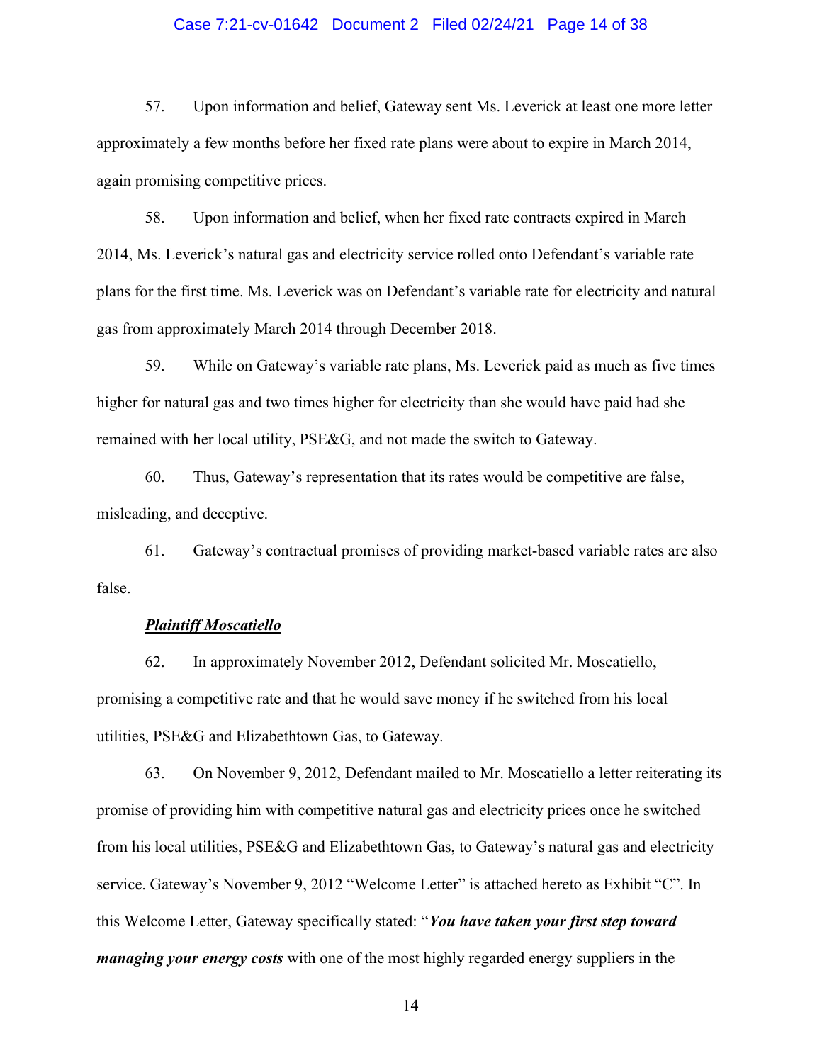57. Upon information and belief, Gateway sent Ms. Leverick at least one more letter approximately a few months before her fixed rate plans were about to expire in March 2014, again promising competitive prices.

58. Upon information and belief, when her fixed rate contracts expired in March 2014, Ms. Leverick's natural gas and electricity service rolled onto Defendant's variable rate plans for the first time. Ms. Leverick was on Defendant's variable rate for electricity and natural gas from approximately March 2014 through December 2018.

59. While on Gateway's variable rate plans, Ms. Leverick paid as much as five times higher for natural gas and two times higher for electricity than she would have paid had she remained with her local utility, PSE&G, and not made the switch to Gateway.

60. Thus, Gateway's representation that its rates would be competitive are false, misleading, and deceptive.

61. Gateway's contractual promises of providing market-based variable rates are also false.

***<u>Plaintiff Moscatiello</u>***

62. In approximately November 2012, Defendant solicited Mr. Moscatiello, promising a competitive rate and that he would save money if he switched from his local utilities, PSE&G and Elizabethtown Gas, to Gateway.

63. On November 9, 2012, Defendant mailed to Mr. Moscatiello a letter reiterating its promise of providing him with competitive natural gas and electricity prices once he switched from his local utilities, PSE&G and Elizabethtown Gas, to Gateway's natural gas and electricity service. Gateway's November 9, 2012 "Welcome Letter" is attached hereto as Exhibit "C". In this Welcome Letter, Gateway specifically stated: "***You have taken your first step toward managing your energy costs*** with one of the most highly regarded energy suppliers in the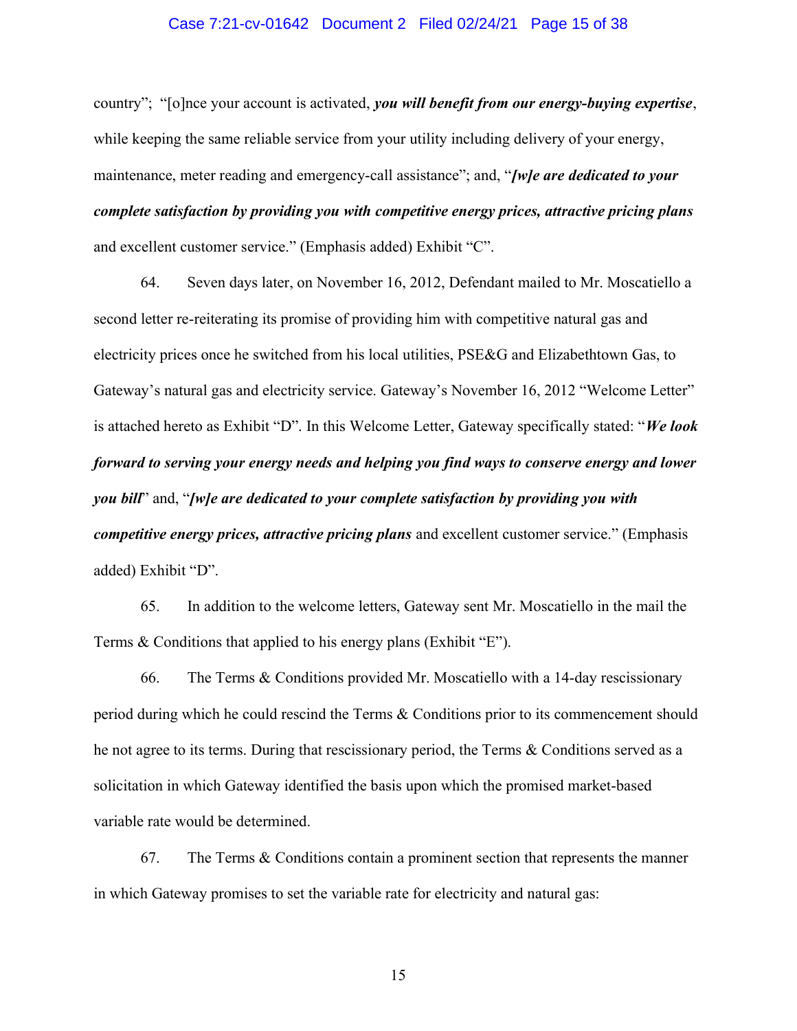country"; "[o]nce your account is activated, ***you will benefit from our energy-buying expertise***, while keeping the same reliable service from your utility including delivery of your energy, maintenance, meter reading and emergency-call assistance"; and, "***[w]e are dedicated to your complete satisfaction by providing you with competitive energy prices, attractive pricing plans*** and excellent customer service." (Emphasis added) Exhibit "C".

64. Seven days later, on November 16, 2012, Defendant mailed to Mr. Moscatiello a second letter re-reiterating its promise of providing him with competitive natural gas and electricity prices once he switched from his local utilities, PSE&G and Elizabethtown Gas, to Gateway's natural gas and electricity service. Gateway's November 16, 2012 "Welcome Letter" is attached hereto as Exhibit "D". In this Welcome Letter, Gateway specifically stated: "***We look forward to serving your energy needs and helping you find ways to conserve energy and lower you bill***" and, "***[w]e are dedicated to your complete satisfaction by providing you with competitive energy prices, attractive pricing plans*** and excellent customer service." (Emphasis added) Exhibit "D".

65. In addition to the welcome letters, Gateway sent Mr. Moscatiello in the mail the Terms & Conditions that applied to his energy plans (Exhibit "E").

66. The Terms & Conditions provided Mr. Moscatiello with a 14-day rescissionary period during which he could rescind the Terms & Conditions prior to its commencement should he not agree to its terms. During that rescissionary period, the Terms & Conditions served as a solicitation in which Gateway identified the basis upon which the promised market-based variable rate would be determined.

67. The Terms & Conditions contain a prominent section that represents the manner in which Gateway promises to set the variable rate for electricity and natural gas: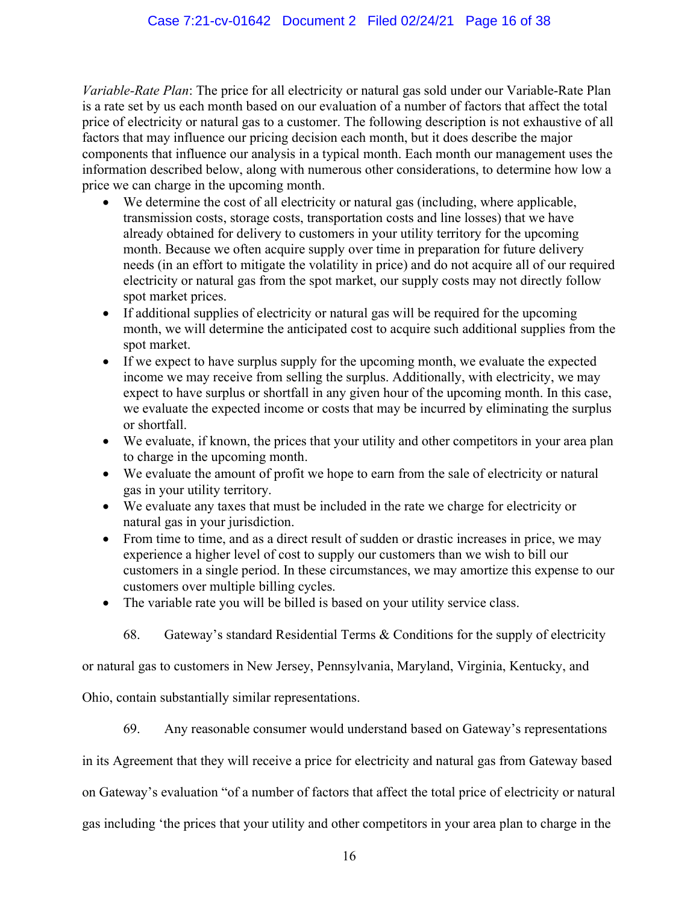*Variable-Rate Plan*: The price for all electricity or natural gas sold under our Variable-Rate Plan is a rate set by us each month based on our evaluation of a number of factors that affect the total price of electricity or natural gas to a customer. The following description is not exhaustive of all factors that may influence our pricing decision each month, but it does describe the major components that influence our analysis in a typical month. Each month our management uses the information described below, along with numerous other considerations, to determine how low a price we can charge in the upcoming month.

- We determine the cost of all electricity or natural gas (including, where applicable, transmission costs, storage costs, transportation costs and line losses) that we have already obtained for delivery to customers in your utility territory for the upcoming month. Because we often acquire supply over time in preparation for future delivery needs (in an effort to mitigate the volatility in price) and do not acquire all of our required electricity or natural gas from the spot market, our supply costs may not directly follow spot market prices.
- If additional supplies of electricity or natural gas will be required for the upcoming month, we will determine the anticipated cost to acquire such additional supplies from the spot market.
- If we expect to have surplus supply for the upcoming month, we evaluate the expected income we may receive from selling the surplus. Additionally, with electricity, we may expect to have surplus or shortfall in any given hour of the upcoming month. In this case, we evaluate the expected income or costs that may be incurred by eliminating the surplus or shortfall.
- We evaluate, if known, the prices that your utility and other competitors in your area plan to charge in the upcoming month.
- We evaluate the amount of profit we hope to earn from the sale of electricity or natural gas in your utility territory.
- We evaluate any taxes that must be included in the rate we charge for electricity or natural gas in your jurisdiction.
- From time to time, and as a direct result of sudden or drastic increases in price, we may experience a higher level of cost to supply our customers than we wish to bill our customers in a single period. In these circumstances, we may amortize this expense to our customers over multiple billing cycles.
- The variable rate you will be billed is based on your utility service class.

68. Gateway's standard Residential Terms & Conditions for the supply of electricity or natural gas to customers in New Jersey, Pennsylvania, Maryland, Virginia, Kentucky, and Ohio, contain substantially similar representations.

69. Any reasonable consumer would understand based on Gateway's representations in its Agreement that they will receive a price for electricity and natural gas from Gateway based on Gateway's evaluation "of a number of factors that affect the total price of electricity or natural gas including 'the prices that your utility and other competitors in your area plan to charge in the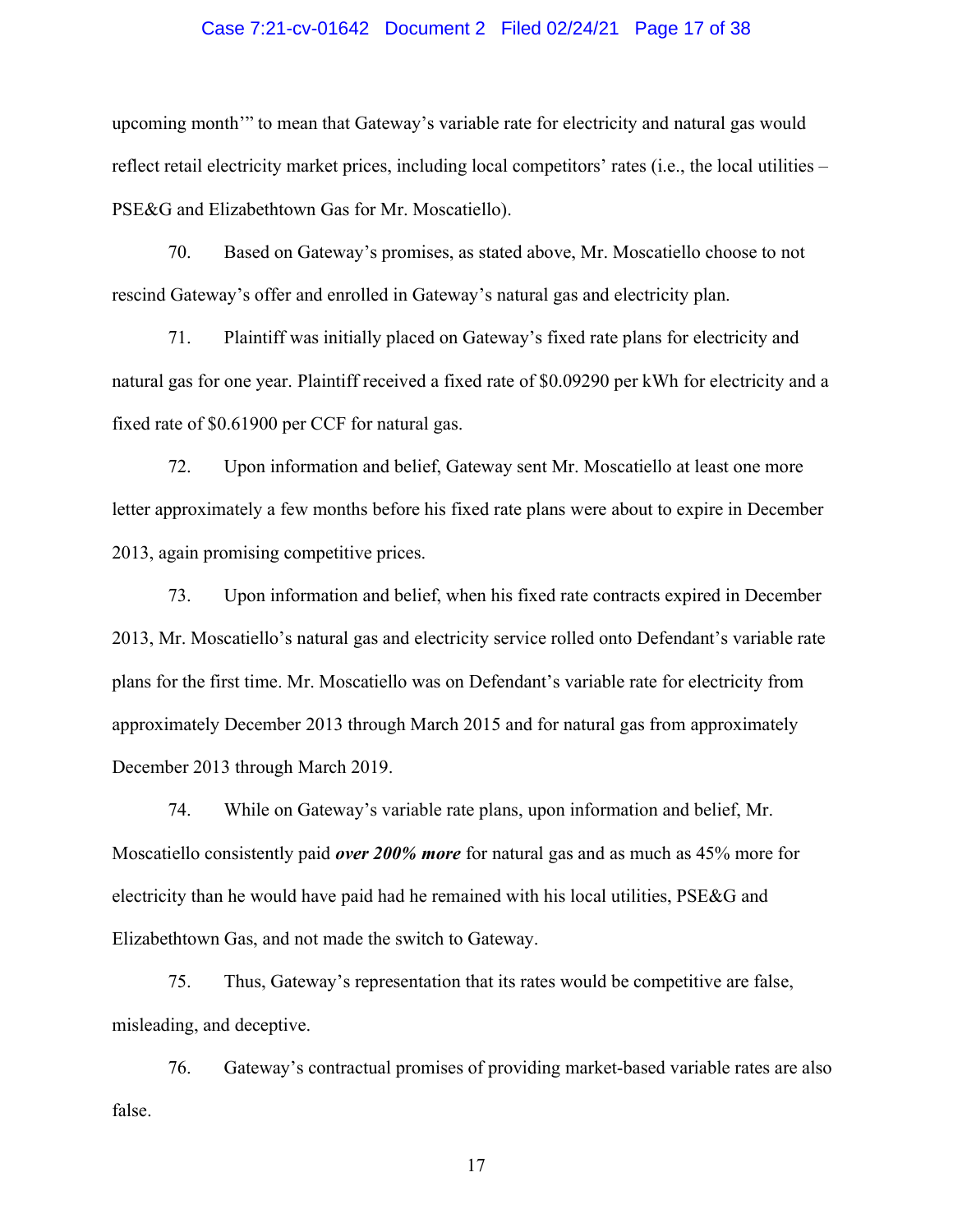upcoming month'" to mean that Gateway's variable rate for electricity and natural gas would reflect retail electricity market prices, including local competitors' rates (i.e., the local utilities – PSE&G and Elizabethtown Gas for Mr. Moscatiello).

70. Based on Gateway's promises, as stated above, Mr. Moscatiello choose to not rescind Gateway's offer and enrolled in Gateway's natural gas and electricity plan.

71. Plaintiff was initially placed on Gateway's fixed rate plans for electricity and natural gas for one year. Plaintiff received a fixed rate of $0.09290 per kWh for electricity and a fixed rate of $0.61900 per CCF for natural gas.

72. Upon information and belief, Gateway sent Mr. Moscatiello at least one more letter approximately a few months before his fixed rate plans were about to expire in December 2013, again promising competitive prices.

73. Upon information and belief, when his fixed rate contracts expired in December 2013, Mr. Moscatiello's natural gas and electricity service rolled onto Defendant's variable rate plans for the first time. Mr. Moscatiello was on Defendant's variable rate for electricity from approximately December 2013 through March 2015 and for natural gas from approximately December 2013 through March 2019.

74. While on Gateway's variable rate plans, upon information and belief, Mr. Moscatiello consistently paid ***over 200% more*** for natural gas and as much as 45% more for electricity than he would have paid had he remained with his local utilities, PSE&G and Elizabethtown Gas, and not made the switch to Gateway.

75. Thus, Gateway's representation that its rates would be competitive are false, misleading, and deceptive.

76. Gateway's contractual promises of providing market-based variable rates are also false.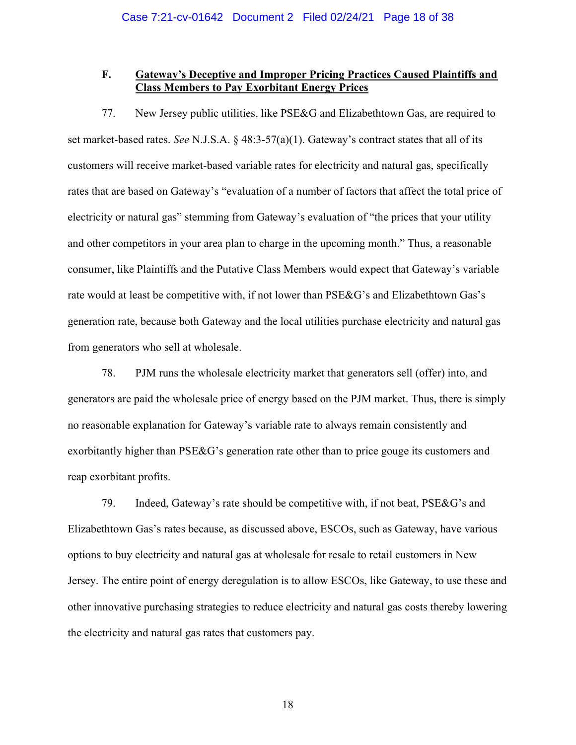### F. **Gateway's Deceptive and Improper Pricing Practices Caused Plaintiffs and Class Members to Pay Exorbitant Energy Prices**

77. New Jersey public utilities, like PSE&G and Elizabethtown Gas, are required to set market-based rates. *See* N.J.S.A. § 48:3-57(a)(1). Gateway's contract states that all of its customers will receive market-based variable rates for electricity and natural gas, specifically rates that are based on Gateway's "evaluation of a number of factors that affect the total price of electricity or natural gas" stemming from Gateway's evaluation of "the prices that your utility and other competitors in your area plan to charge in the upcoming month." Thus, a reasonable consumer, like Plaintiffs and the Putative Class Members would expect that Gateway's variable rate would at least be competitive with, if not lower than PSE&G's and Elizabethtown Gas's generation rate, because both Gateway and the local utilities purchase electricity and natural gas from generators who sell at wholesale.

78. PJM runs the wholesale electricity market that generators sell (offer) into, and generators are paid the wholesale price of energy based on the PJM market. Thus, there is simply no reasonable explanation for Gateway's variable rate to always remain consistently and exorbitantly higher than PSE&G's generation rate other than to price gouge its customers and reap exorbitant profits.

79. Indeed, Gateway's rate should be competitive with, if not beat, PSE&G's and Elizabethtown Gas's rates because, as discussed above, ESCOs, such as Gateway, have various options to buy electricity and natural gas at wholesale for resale to retail customers in New Jersey. The entire point of energy deregulation is to allow ESCOs, like Gateway, to use these and other innovative purchasing strategies to reduce electricity and natural gas costs thereby lowering the electricity and natural gas rates that customers pay.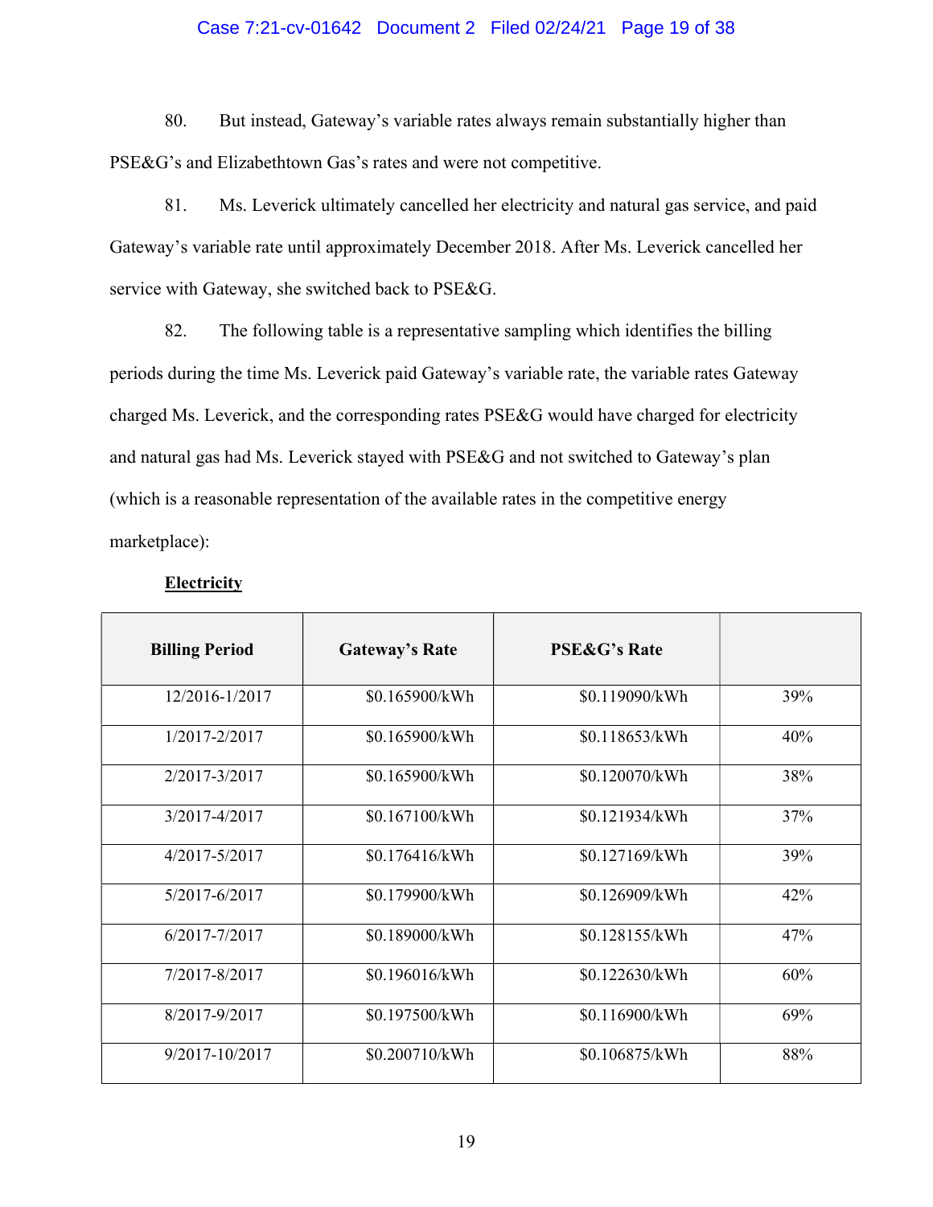80. But instead, Gateway's variable rates always remain substantially higher than PSE&G's and Elizabethtown Gas's rates and were not competitive.

81. Ms. Leverick ultimately cancelled her electricity and natural gas service, and paid Gateway's variable rate until approximately December 2018. After Ms. Leverick cancelled her service with Gateway, she switched back to PSE&G.

82. The following table is a representative sampling which identifies the billing periods during the time Ms. Leverick paid Gateway's variable rate, the variable rates Gateway charged Ms. Leverick, and the corresponding rates PSE&G would have charged for electricity and natural gas had Ms. Leverick stayed with PSE&G and not switched to Gateway's plan (which is a reasonable representation of the available rates in the competitive energy marketplace):

**Electricity**

| Billing Period | Gateway's Rate | PSE&G's Rate | |
|---|---|---|---|
| 12/2016-1/2017 | $0.165900/kWh | $0.119090/kWh | 39% |
| 1/2017-2/2017 | $0.165900/kWh | $0.118653/kWh | 40% |
| 2/2017-3/2017 | $0.165900/kWh | $0.120070/kWh | 38% |
| 3/2017-4/2017 | $0.167100/kWh | $0.121934/kWh | 37% |
| 4/2017-5/2017 | $0.176416/kWh | $0.127169/kWh | 39% |
| 5/2017-6/2017 | $0.179900/kWh | $0.126909/kWh | 42% |
| 6/2017-7/2017 | $0.189000/kWh | $0.128155/kWh | 47% |
| 7/2017-8/2017 | $0.196016/kWh | $0.122630/kWh | 60% |
| 8/2017-9/2017 | $0.197500/kWh | $0.116900/kWh | 69% |
| 9/2017-10/2017 | $0.200710/kWh | $0.106875/kWh | 88% |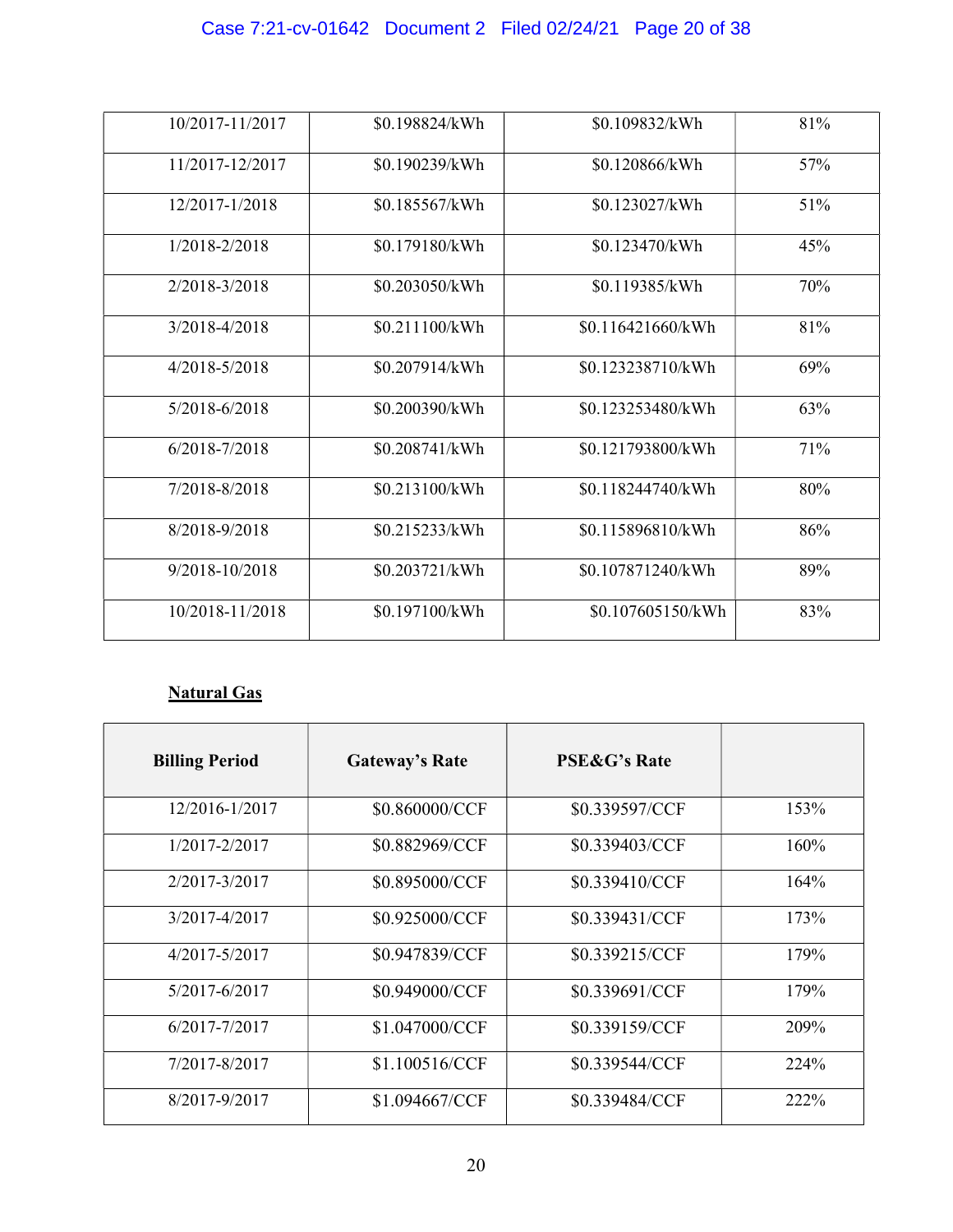| | | | |
|---|---|---|---|
| 10/2017-11/2017 | $0.198824/kWh | $0.109832/kWh | 81% |
| 11/2017-12/2017 | $0.190239/kWh | $0.120866/kWh | 57% |
| 12/2017-1/2018 | $0.185567/kWh | $0.123027/kWh | 51% |
| 1/2018-2/2018 | $0.179180/kWh | $0.123470/kWh | 45% |
| 2/2018-3/2018 | $0.203050/kWh | $0.119385/kWh | 70% |
| 3/2018-4/2018 | $0.211100/kWh | $0.116421660/kWh | 81% |
| 4/2018-5/2018 | $0.207914/kWh | $0.123238710/kWh | 69% |
| 5/2018-6/2018 | $0.200390/kWh | $0.123253480/kWh | 63% |
| 6/2018-7/2018 | $0.208741/kWh | $0.121793800/kWh | 71% |
| 7/2018-8/2018 | $0.213100/kWh | $0.118244740/kWh | 80% |
| 8/2018-9/2018 | $0.215233/kWh | $0.115896810/kWh | 86% |
| 9/2018-10/2018 | $0.203721/kWh | $0.107871240/kWh | 89% |
| 10/2018-11/2018 | $0.197100/kWh | $0.107605150/kWh | 83% |

**Natural Gas**

| Billing Period | Gateway's Rate | PSE&G's Rate | |
|---|---|---|---|
| 12/2016-1/2017 | $0.860000/CCF | $0.339597/CCF | 153% |
| 1/2017-2/2017 | $0.882969/CCF | $0.339403/CCF | 160% |
| 2/2017-3/2017 | $0.895000/CCF | $0.339410/CCF | 164% |
| 3/2017-4/2017 | $0.925000/CCF | $0.339431/CCF | 173% |
| 4/2017-5/2017 | $0.947839/CCF | $0.339215/CCF | 179% |
| 5/2017-6/2017 | $0.949000/CCF | $0.339691/CCF | 179% |
| 6/2017-7/2017 | $1.047000/CCF | $0.339159/CCF | 209% |
| 7/2017-8/2017 | $1.100516/CCF | $0.339544/CCF | 224% |
| 8/2017-9/2017 | $1.094667/CCF | $0.339484/CCF | 222% |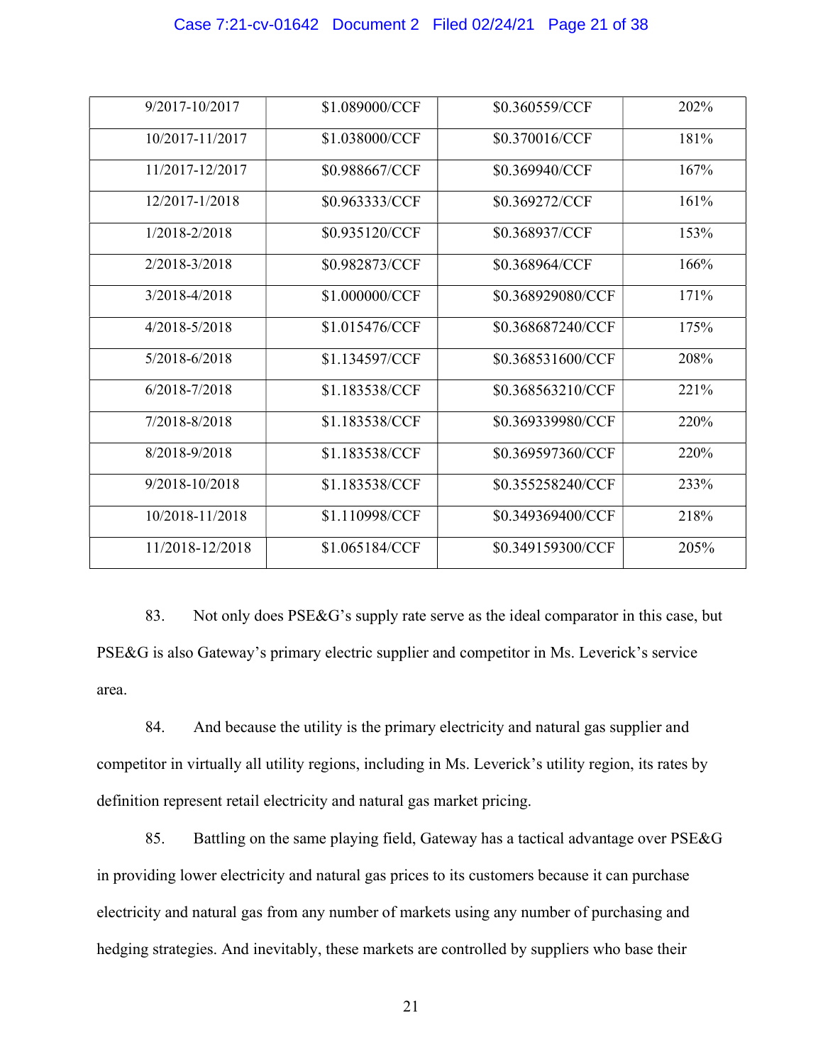| | | | |
|---|---|---|---|
| 9/2017-10/2017 | $1.089000/CCF | $0.360559/CCF | 202% |
| 10/2017-11/2017 | $1.038000/CCF | $0.370016/CCF | 181% |
| 11/2017-12/2017 | $0.988667/CCF | $0.369940/CCF | 167% |
| 12/2017-1/2018 | $0.963333/CCF | $0.369272/CCF | 161% |
| 1/2018-2/2018 | $0.935120/CCF | $0.368937/CCF | 153% |
| 2/2018-3/2018 | $0.982873/CCF | $0.368964/CCF | 166% |
| 3/2018-4/2018 | $1.000000/CCF | $0.368929080/CCF | 171% |
| 4/2018-5/2018 | $1.015476/CCF | $0.368687240/CCF | 175% |
| 5/2018-6/2018 | $1.134597/CCF | $0.368531600/CCF | 208% |
| 6/2018-7/2018 | $1.183538/CCF | $0.368563210/CCF | 221% |
| 7/2018-8/2018 | $1.183538/CCF | $0.369339980/CCF | 220% |
| 8/2018-9/2018 | $1.183538/CCF | $0.369597360/CCF | 220% |
| 9/2018-10/2018 | $1.183538/CCF | $0.355258240/CCF | 233% |
| 10/2018-11/2018 | $1.110998/CCF | $0.349369400/CCF | 218% |
| 11/2018-12/2018 | $1.065184/CCF | $0.349159300/CCF | 205% |

83. Not only does PSE&G's supply rate serve as the ideal comparator in this case, but PSE&G is also Gateway's primary electric supplier and competitor in Ms. Leverick's service area.

84. And because the utility is the primary electricity and natural gas supplier and competitor in virtually all utility regions, including in Ms. Leverick's utility region, its rates by definition represent retail electricity and natural gas market pricing.

85. Battling on the same playing field, Gateway has a tactical advantage over PSE&G in providing lower electricity and natural gas prices to its customers because it can purchase electricity and natural gas from any number of markets using any number of purchasing and hedging strategies. And inevitably, these markets are controlled by suppliers who base their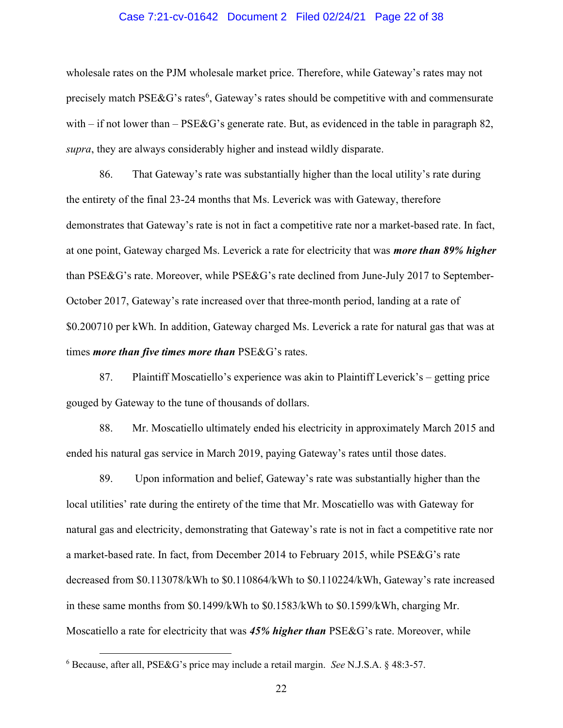wholesale rates on the PJM wholesale market price. Therefore, while Gateway's rates may not precisely match PSE&G's rates[6], Gateway's rates should be competitive with and commensurate with – if not lower than – PSE&G's generate rate. But, as evidenced in the table in paragraph 82, *supra*, they are always considerably higher and instead wildly disparate.

86. That Gateway's rate was substantially higher than the local utility's rate during the entirety of the final 23-24 months that Ms. Leverick was with Gateway, therefore demonstrates that Gateway's rate is not in fact a competitive rate nor a market-based rate. In fact, at one point, Gateway charged Ms. Leverick a rate for electricity that was ***more than 89% higher*** than PSE&G's rate. Moreover, while PSE&G's rate declined from June-July 2017 to September-October 2017, Gateway's rate increased over that three-month period, landing at a rate of $0.200710 per kWh. In addition, Gateway charged Ms. Leverick a rate for natural gas that was at times ***more than five times more than*** PSE&G's rates.

87. Plaintiff Moscatiello's experience was akin to Plaintiff Leverick's – getting price gouged by Gateway to the tune of thousands of dollars.

88. Mr. Moscatiello ultimately ended his electricity in approximately March 2015 and ended his natural gas service in March 2019, paying Gateway's rates until those dates.

89. Upon information and belief, Gateway's rate was substantially higher than the local utilities' rate during the entirety of the time that Mr. Moscatiello was with Gateway for natural gas and electricity, demonstrating that Gateway's rate is not in fact a competitive rate nor a market-based rate. In fact, from December 2014 to February 2015, while PSE&G's rate decreased from $0.113078/kWh to $0.110864/kWh to $0.110224/kWh, Gateway's rate increased in these same months from $0.1499/kWh to $0.1583/kWh to $0.1599/kWh, charging Mr. Moscatiello a rate for electricity that was ***45% higher than*** PSE&G's rate. Moreover, while

[6] Because, after all, PSE&G's price may include a retail margin. *See* N.J.S.A. § 48:3-57.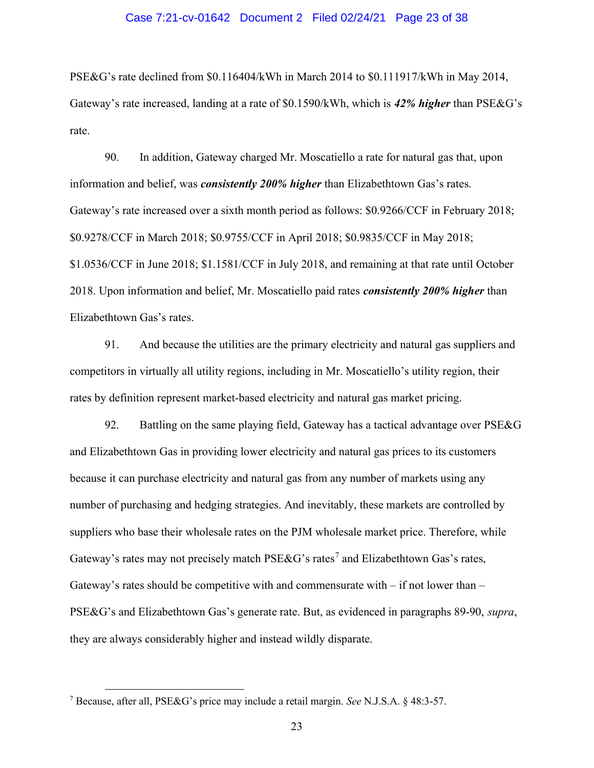PSE&G's rate declined from $0.116404/kWh in March 2014 to $0.111917/kWh in May 2014, Gateway's rate increased, landing at a rate of $0.1590/kWh, which is ***42% higher*** than PSE&G's rate.

90. In addition, Gateway charged Mr. Moscatiello a rate for natural gas that, upon information and belief, was ***consistently 200% higher*** than Elizabethtown Gas's rates. Gateway's rate increased over a sixth month period as follows: $0.9266/CCF in February 2018; $0.9278/CCF in March 2018; $0.9755/CCF in April 2018; $0.9835/CCF in May 2018; $1.0536/CCF in June 2018; $1.1581/CCF in July 2018, and remaining at that rate until October 2018. Upon information and belief, Mr. Moscatiello paid rates ***consistently 200% higher*** than Elizabethtown Gas's rates.

91. And because the utilities are the primary electricity and natural gas suppliers and competitors in virtually all utility regions, including in Mr. Moscatiello's utility region, their rates by definition represent market-based electricity and natural gas market pricing.

92. Battling on the same playing field, Gateway has a tactical advantage over PSE&G and Elizabethtown Gas in providing lower electricity and natural gas prices to its customers because it can purchase electricity and natural gas from any number of markets using any number of purchasing and hedging strategies. And inevitably, these markets are controlled by suppliers who base their wholesale rates on the PJM wholesale market price. Therefore, while Gateway's rates may not precisely match PSE&G's rates[7] and Elizabethtown Gas's rates, Gateway's rates should be competitive with and commensurate with – if not lower than – PSE&G's and Elizabethtown Gas's generate rate. But, as evidenced in paragraphs 89-90, *supra*, they are always considerably higher and instead wildly disparate.

---

[7] Because, after all, PSE&G's price may include a retail margin. *See* N.J.S.A. § 48:3-57.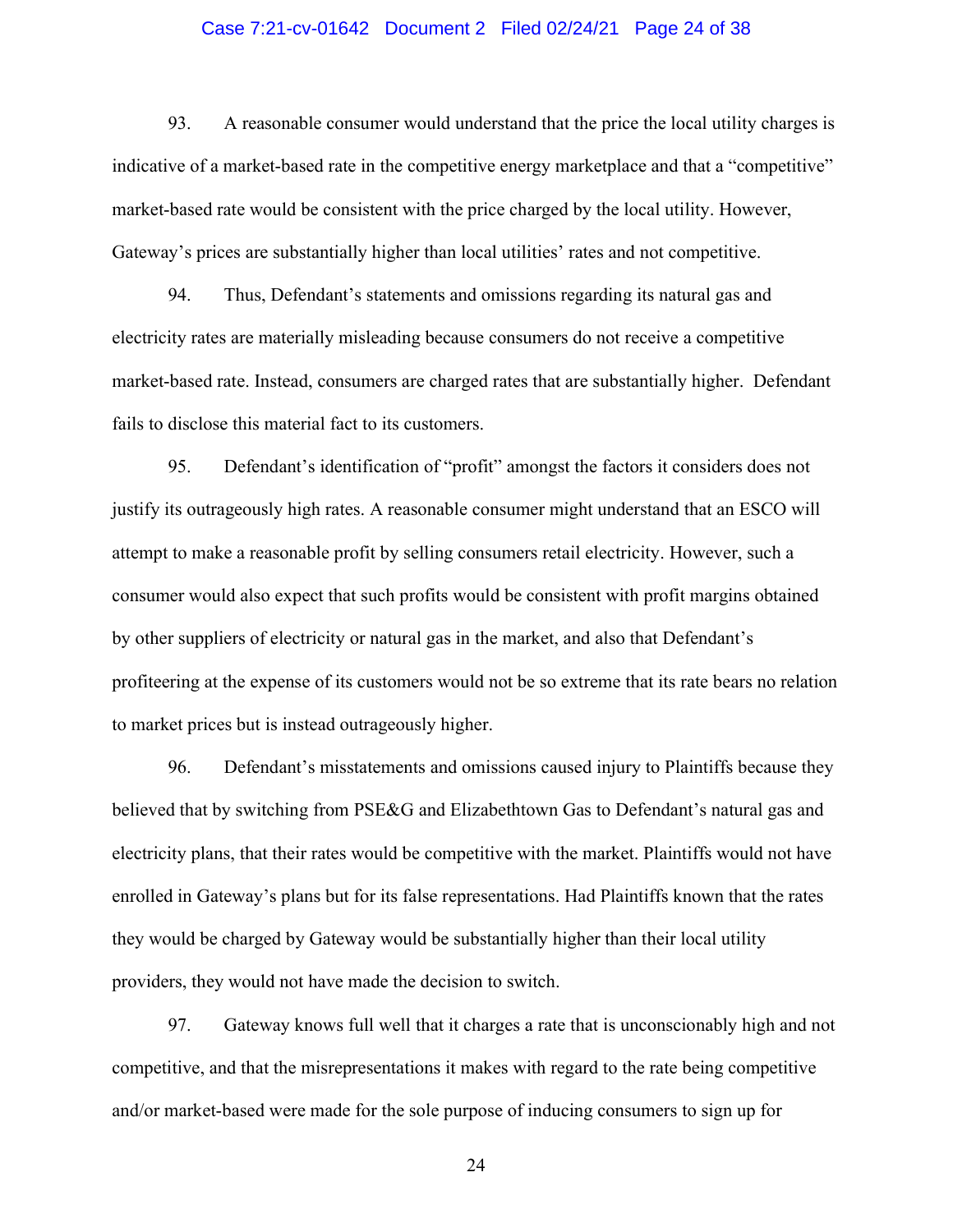93. A reasonable consumer would understand that the price the local utility charges is indicative of a market-based rate in the competitive energy marketplace and that a "competitive" market-based rate would be consistent with the price charged by the local utility. However, Gateway's prices are substantially higher than local utilities' rates and not competitive.

94. Thus, Defendant's statements and omissions regarding its natural gas and electricity rates are materially misleading because consumers do not receive a competitive market-based rate. Instead, consumers are charged rates that are substantially higher. Defendant fails to disclose this material fact to its customers.

95. Defendant's identification of "profit" amongst the factors it considers does not justify its outrageously high rates. A reasonable consumer might understand that an ESCO will attempt to make a reasonable profit by selling consumers retail electricity. However, such a consumer would also expect that such profits would be consistent with profit margins obtained by other suppliers of electricity or natural gas in the market, and also that Defendant's profiteering at the expense of its customers would not be so extreme that its rate bears no relation to market prices but is instead outrageously higher.

96. Defendant's misstatements and omissions caused injury to Plaintiffs because they believed that by switching from PSE&G and Elizabethtown Gas to Defendant's natural gas and electricity plans, that their rates would be competitive with the market. Plaintiffs would not have enrolled in Gateway's plans but for its false representations. Had Plaintiffs known that the rates they would be charged by Gateway would be substantially higher than their local utility providers, they would not have made the decision to switch.

97. Gateway knows full well that it charges a rate that is unconscionably high and not competitive, and that the misrepresentations it makes with regard to the rate being competitive and/or market-based were made for the sole purpose of inducing consumers to sign up for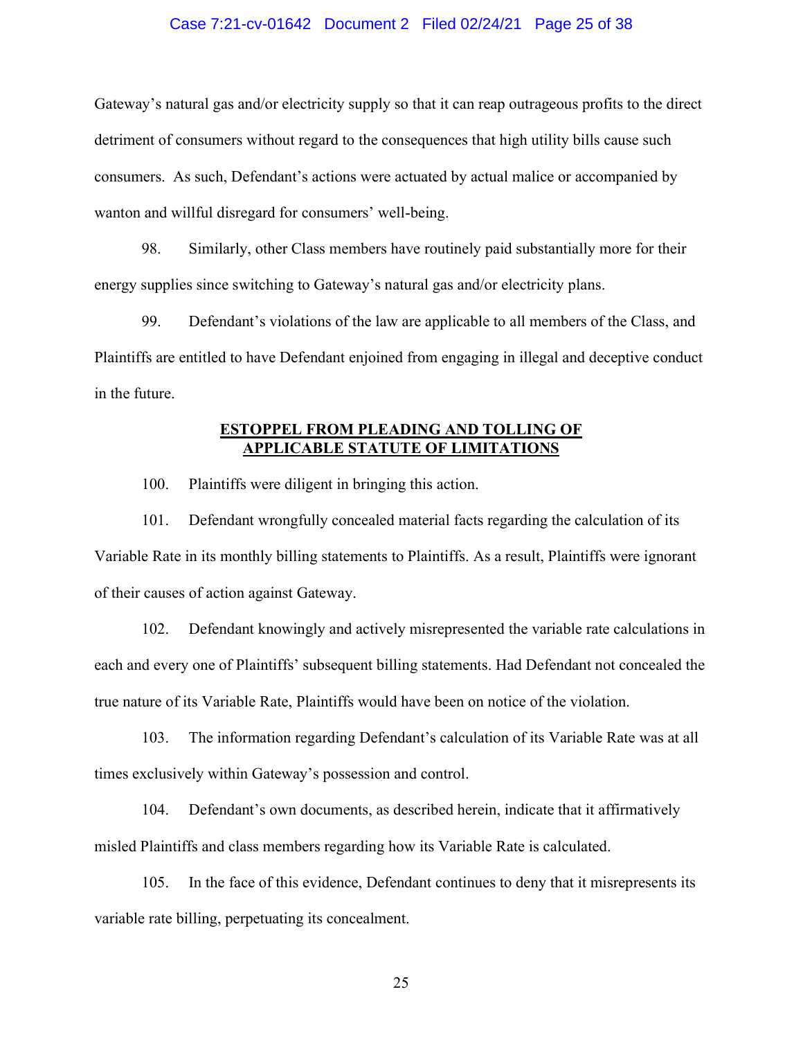Gateway's natural gas and/or electricity supply so that it can reap outrageous profits to the direct detriment of consumers without regard to the consequences that high utility bills cause such consumers. As such, Defendant's actions were actuated by actual malice or accompanied by wanton and willful disregard for consumers' well-being.

98. Similarly, other Class members have routinely paid substantially more for their energy supplies since switching to Gateway's natural gas and/or electricity plans.

99. Defendant's violations of the law are applicable to all members of the Class, and Plaintiffs are entitled to have Defendant enjoined from engaging in illegal and deceptive conduct in the future.

## ESTOPPEL FROM PLEADING AND TOLLING OF APPLICABLE STATUTE OF LIMITATIONS

100. Plaintiffs were diligent in bringing this action.

101. Defendant wrongfully concealed material facts regarding the calculation of its Variable Rate in its monthly billing statements to Plaintiffs. As a result, Plaintiffs were ignorant of their causes of action against Gateway.

102. Defendant knowingly and actively misrepresented the variable rate calculations in each and every one of Plaintiffs' subsequent billing statements. Had Defendant not concealed the true nature of its Variable Rate, Plaintiffs would have been on notice of the violation.

103. The information regarding Defendant's calculation of its Variable Rate was at all times exclusively within Gateway's possession and control.

104. Defendant's own documents, as described herein, indicate that it affirmatively misled Plaintiffs and class members regarding how its Variable Rate is calculated.

105. In the face of this evidence, Defendant continues to deny that it misrepresents its variable rate billing, perpetuating its concealment.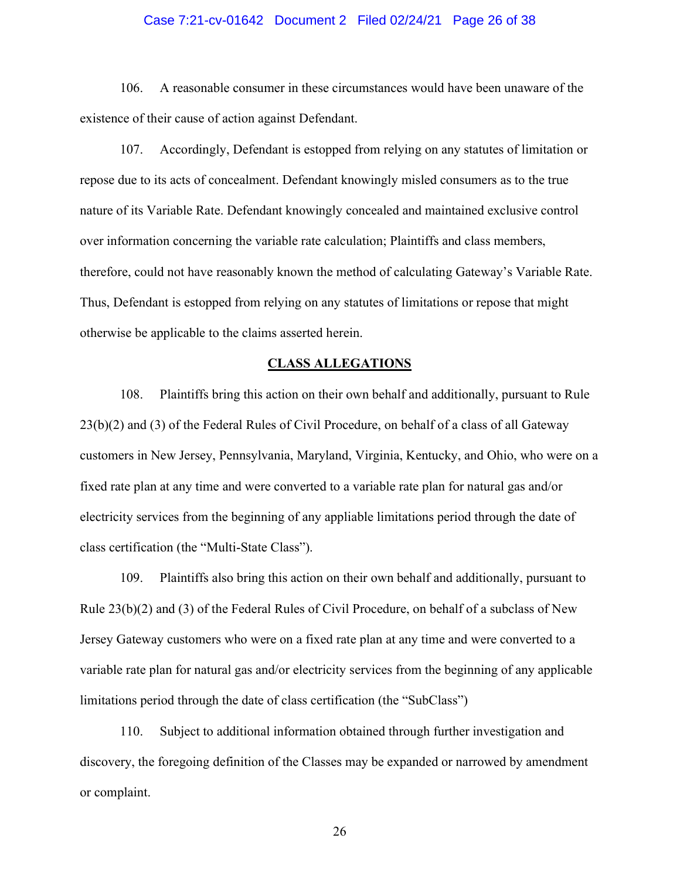106. A reasonable consumer in these circumstances would have been unaware of the existence of their cause of action against Defendant.

107. Accordingly, Defendant is estopped from relying on any statutes of limitation or repose due to its acts of concealment. Defendant knowingly misled consumers as to the true nature of its Variable Rate. Defendant knowingly concealed and maintained exclusive control over information concerning the variable rate calculation; Plaintiffs and class members, therefore, could not have reasonably known the method of calculating Gateway's Variable Rate. Thus, Defendant is estopped from relying on any statutes of limitations or repose that might otherwise be applicable to the claims asserted herein.

## CLASS ALLEGATIONS

108. Plaintiffs bring this action on their own behalf and additionally, pursuant to Rule 23(b)(2) and (3) of the Federal Rules of Civil Procedure, on behalf of a class of all Gateway customers in New Jersey, Pennsylvania, Maryland, Virginia, Kentucky, and Ohio, who were on a fixed rate plan at any time and were converted to a variable rate plan for natural gas and/or electricity services from the beginning of any appliable limitations period through the date of class certification (the "Multi-State Class").

109. Plaintiffs also bring this action on their own behalf and additionally, pursuant to Rule 23(b)(2) and (3) of the Federal Rules of Civil Procedure, on behalf of a subclass of New Jersey Gateway customers who were on a fixed rate plan at any time and were converted to a variable rate plan for natural gas and/or electricity services from the beginning of any applicable limitations period through the date of class certification (the "SubClass")

110. Subject to additional information obtained through further investigation and discovery, the foregoing definition of the Classes may be expanded or narrowed by amendment or complaint.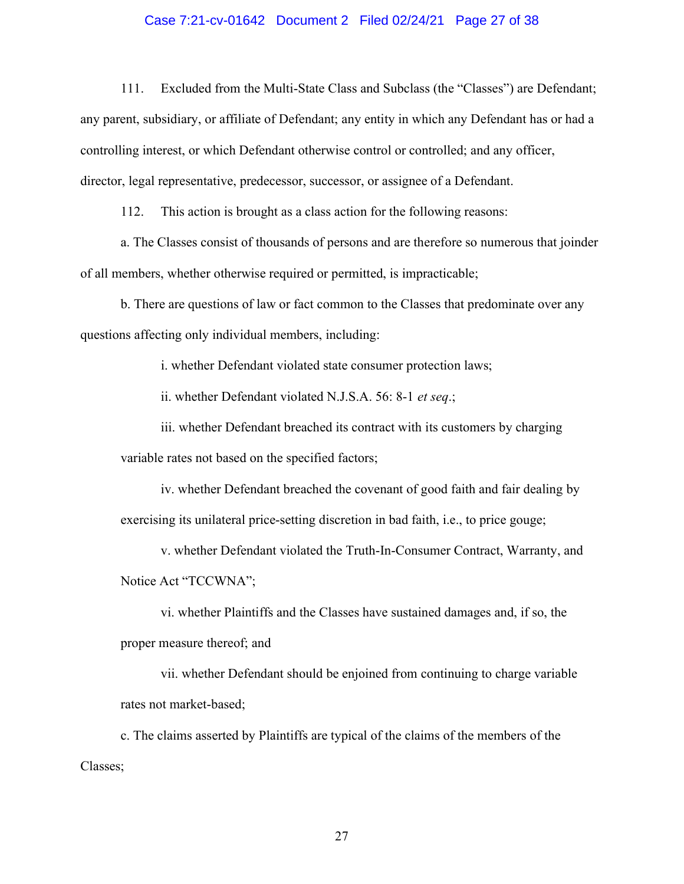111. Excluded from the Multi-State Class and Subclass (the "Classes") are Defendant; any parent, subsidiary, or affiliate of Defendant; any entity in which any Defendant has or had a controlling interest, or which Defendant otherwise control or controlled; and any officer, director, legal representative, predecessor, successor, or assignee of a Defendant.

112. This action is brought as a class action for the following reasons:

a. The Classes consist of thousands of persons and are therefore so numerous that joinder of all members, whether otherwise required or permitted, is impracticable;

b. There are questions of law or fact common to the Classes that predominate over any questions affecting only individual members, including:

i. whether Defendant violated state consumer protection laws;

ii. whether Defendant violated N.J.S.A. 56: 8-1 *et seq*.;

iii. whether Defendant breached its contract with its customers by charging variable rates not based on the specified factors;

iv. whether Defendant breached the covenant of good faith and fair dealing by exercising its unilateral price-setting discretion in bad faith, i.e., to price gouge;

v. whether Defendant violated the Truth-In-Consumer Contract, Warranty, and Notice Act "TCCWNA";

vi. whether Plaintiffs and the Classes have sustained damages and, if so, the proper measure thereof; and

vii. whether Defendant should be enjoined from continuing to charge variable rates not market-based;

c. The claims asserted by Plaintiffs are typical of the claims of the members of the Classes;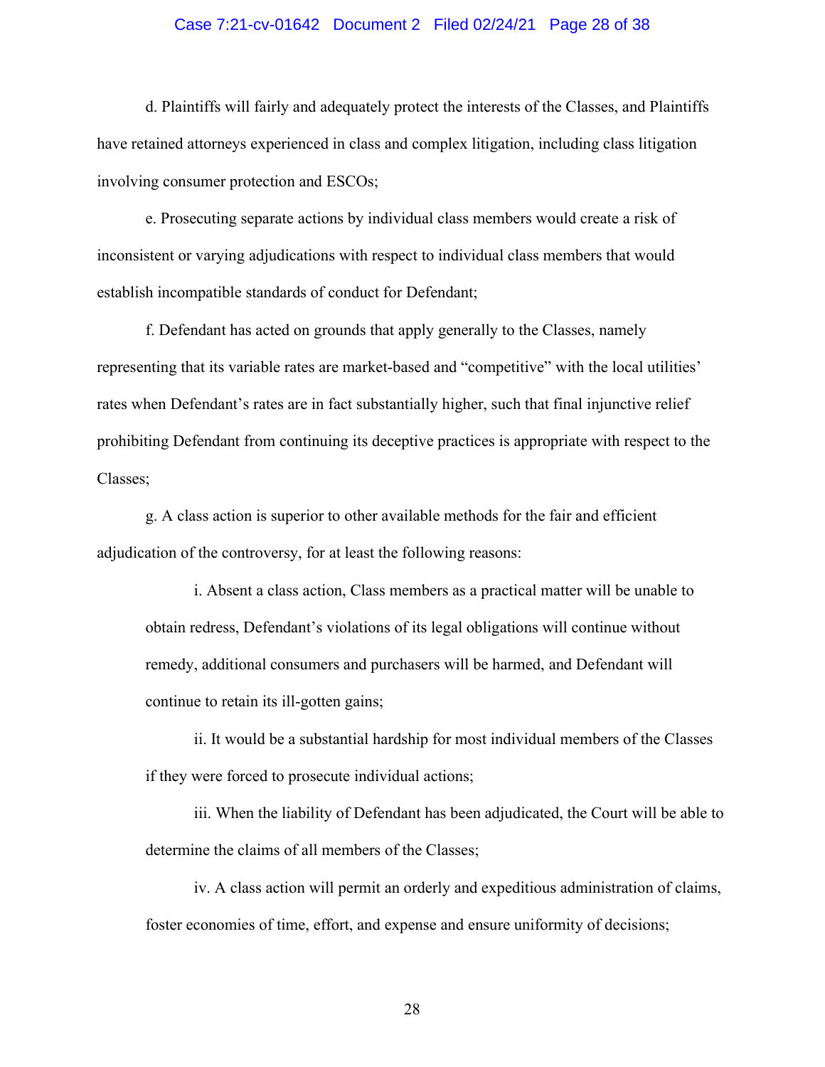d. Plaintiffs will fairly and adequately protect the interests of the Classes, and Plaintiffs have retained attorneys experienced in class and complex litigation, including class litigation involving consumer protection and ESCOs;

e. Prosecuting separate actions by individual class members would create a risk of inconsistent or varying adjudications with respect to individual class members that would establish incompatible standards of conduct for Defendant;

f. Defendant has acted on grounds that apply generally to the Classes, namely representing that its variable rates are market-based and "competitive" with the local utilities' rates when Defendant's rates are in fact substantially higher, such that final injunctive relief prohibiting Defendant from continuing its deceptive practices is appropriate with respect to the Classes;

g. A class action is superior to other available methods for the fair and efficient adjudication of the controversy, for at least the following reasons:

> i. Absent a class action, Class members as a practical matter will be unable to obtain redress, Defendant's violations of its legal obligations will continue without remedy, additional consumers and purchasers will be harmed, and Defendant will continue to retain its ill-gotten gains;
>
> ii. It would be a substantial hardship for most individual members of the Classes if they were forced to prosecute individual actions;
>
> iii. When the liability of Defendant has been adjudicated, the Court will be able to determine the claims of all members of the Classes;
>
> iv. A class action will permit an orderly and expeditious administration of claims, foster economies of time, effort, and expense and ensure uniformity of decisions;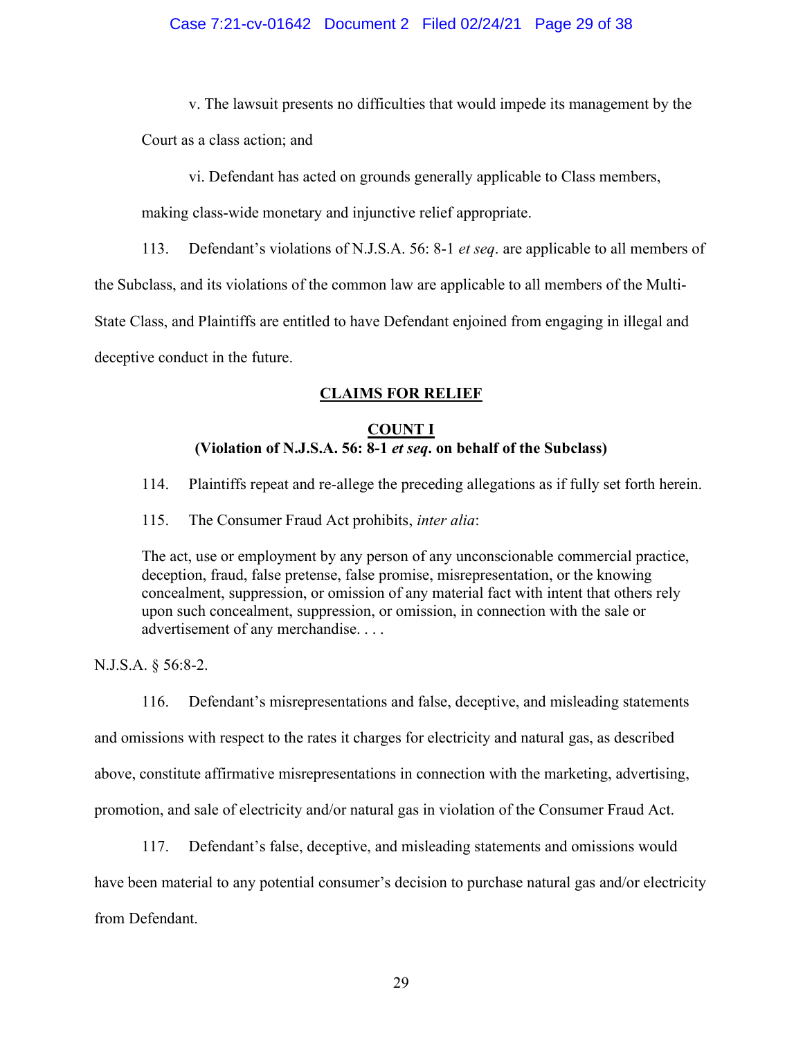v. The lawsuit presents no difficulties that would impede its management by the Court as a class action; and

vi. Defendant has acted on grounds generally applicable to Class members, making class-wide monetary and injunctive relief appropriate.

113. Defendant's violations of N.J.S.A. 56: 8-1 *et seq*. are applicable to all members of the Subclass, and its violations of the common law are applicable to all members of the Multi-State Class, and Plaintiffs are entitled to have Defendant enjoined from engaging in illegal and deceptive conduct in the future.

## CLAIMS FOR RELIEF

### COUNT I
**(Violation of N.J.S.A. 56: 8-1 *et seq*. on behalf of the Subclass)**

114. Plaintiffs repeat and re-allege the preceding allegations as if fully set forth herein.

115. The Consumer Fraud Act prohibits, *inter alia*:

> The act, use or employment by any person of any unconscionable commercial practice, deception, fraud, false pretense, false promise, misrepresentation, or the knowing concealment, suppression, or omission of any material fact with intent that others rely upon such concealment, suppression, or omission, in connection with the sale or advertisement of any merchandise. . . .

N.J.S.A. § 56:8-2.

116. Defendant's misrepresentations and false, deceptive, and misleading statements and omissions with respect to the rates it charges for electricity and natural gas, as described above, constitute affirmative misrepresentations in connection with the marketing, advertising, promotion, and sale of electricity and/or natural gas in violation of the Consumer Fraud Act.

117. Defendant's false, deceptive, and misleading statements and omissions would have been material to any potential consumer's decision to purchase natural gas and/or electricity from Defendant.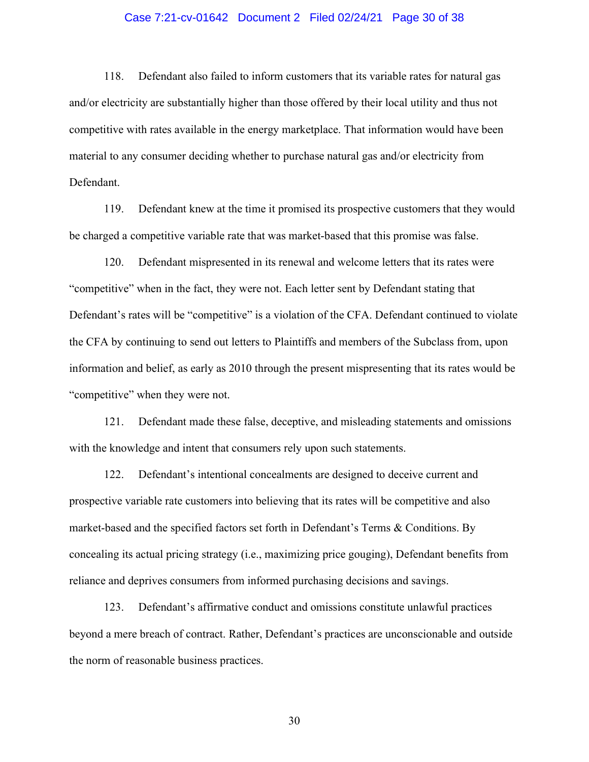118. Defendant also failed to inform customers that its variable rates for natural gas and/or electricity are substantially higher than those offered by their local utility and thus not competitive with rates available in the energy marketplace. That information would have been material to any consumer deciding whether to purchase natural gas and/or electricity from Defendant.

119. Defendant knew at the time it promised its prospective customers that they would be charged a competitive variable rate that was market-based that this promise was false.

120. Defendant mispresented in its renewal and welcome letters that its rates were "competitive" when in the fact, they were not. Each letter sent by Defendant stating that Defendant's rates will be "competitive" is a violation of the CFA. Defendant continued to violate the CFA by continuing to send out letters to Plaintiffs and members of the Subclass from, upon information and belief, as early as 2010 through the present mispresenting that its rates would be "competitive" when they were not.

121. Defendant made these false, deceptive, and misleading statements and omissions with the knowledge and intent that consumers rely upon such statements.

122. Defendant's intentional concealments are designed to deceive current and prospective variable rate customers into believing that its rates will be competitive and also market-based and the specified factors set forth in Defendant's Terms & Conditions. By concealing its actual pricing strategy (i.e., maximizing price gouging), Defendant benefits from reliance and deprives consumers from informed purchasing decisions and savings.

123. Defendant's affirmative conduct and omissions constitute unlawful practices beyond a mere breach of contract. Rather, Defendant's practices are unconscionable and outside the norm of reasonable business practices.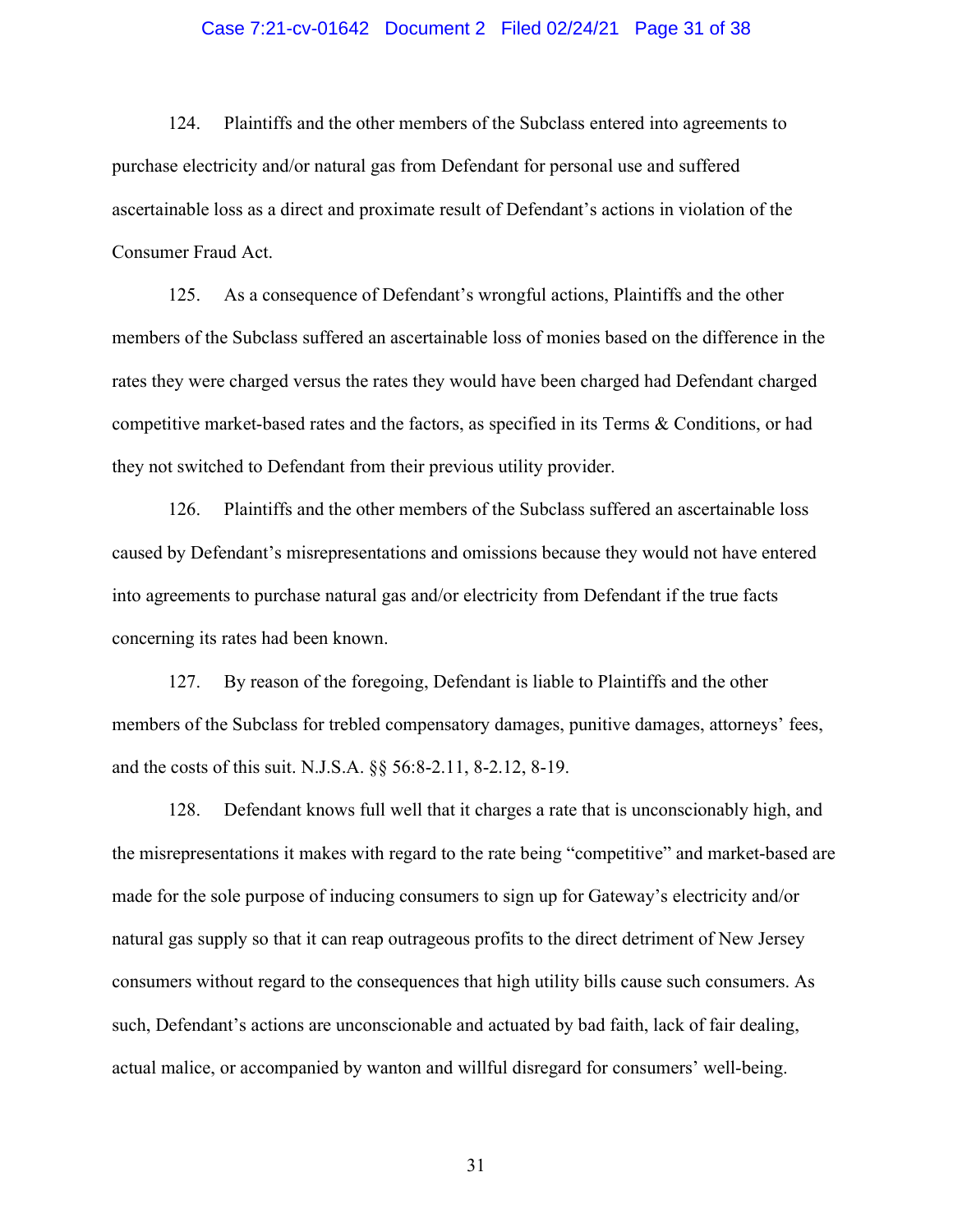124. Plaintiffs and the other members of the Subclass entered into agreements to purchase electricity and/or natural gas from Defendant for personal use and suffered ascertainable loss as a direct and proximate result of Defendant's actions in violation of the Consumer Fraud Act.

125. As a consequence of Defendant's wrongful actions, Plaintiffs and the other members of the Subclass suffered an ascertainable loss of monies based on the difference in the rates they were charged versus the rates they would have been charged had Defendant charged competitive market-based rates and the factors, as specified in its Terms & Conditions, or had they not switched to Defendant from their previous utility provider.

126. Plaintiffs and the other members of the Subclass suffered an ascertainable loss caused by Defendant's misrepresentations and omissions because they would not have entered into agreements to purchase natural gas and/or electricity from Defendant if the true facts concerning its rates had been known.

127. By reason of the foregoing, Defendant is liable to Plaintiffs and the other members of the Subclass for trebled compensatory damages, punitive damages, attorneys' fees, and the costs of this suit. N.J.S.A. §§ 56:8-2.11, 8-2.12, 8-19.

128. Defendant knows full well that it charges a rate that is unconscionably high, and the misrepresentations it makes with regard to the rate being "competitive" and market-based are made for the sole purpose of inducing consumers to sign up for Gateway's electricity and/or natural gas supply so that it can reap outrageous profits to the direct detriment of New Jersey consumers without regard to the consequences that high utility bills cause such consumers. As such, Defendant's actions are unconscionable and actuated by bad faith, lack of fair dealing, actual malice, or accompanied by wanton and willful disregard for consumers' well-being.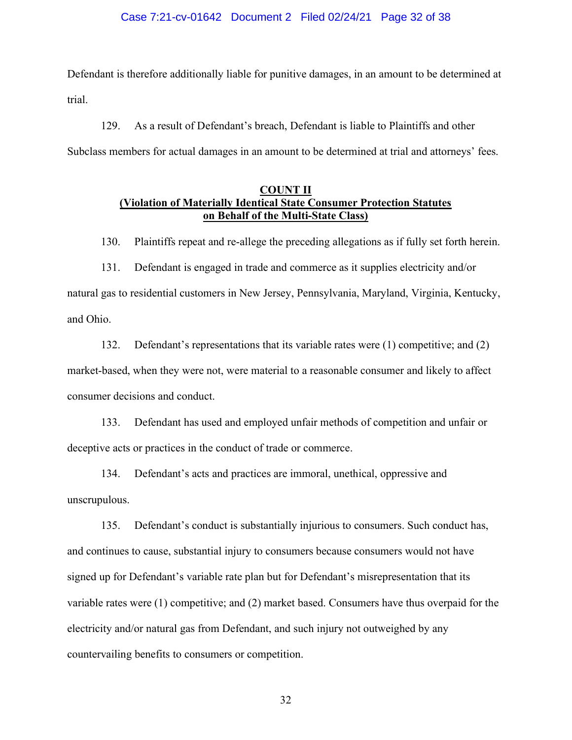Defendant is therefore additionally liable for punitive damages, in an amount to be determined at trial.

129. As a result of Defendant's breach, Defendant is liable to Plaintiffs and other Subclass members for actual damages in an amount to be determined at trial and attorneys' fees.

**COUNT II**
**(Violation of Materially Identical State Consumer Protection Statutes on Behalf of the Multi-State Class)**

130. Plaintiffs repeat and re-allege the preceding allegations as if fully set forth herein.

131. Defendant is engaged in trade and commerce as it supplies electricity and/or natural gas to residential customers in New Jersey, Pennsylvania, Maryland, Virginia, Kentucky, and Ohio.

132. Defendant's representations that its variable rates were (1) competitive; and (2) market-based, when they were not, were material to a reasonable consumer and likely to affect consumer decisions and conduct.

133. Defendant has used and employed unfair methods of competition and unfair or deceptive acts or practices in the conduct of trade or commerce.

134. Defendant's acts and practices are immoral, unethical, oppressive and unscrupulous.

135. Defendant's conduct is substantially injurious to consumers. Such conduct has, and continues to cause, substantial injury to consumers because consumers would not have signed up for Defendant's variable rate plan but for Defendant's misrepresentation that its variable rates were (1) competitive; and (2) market based. Consumers have thus overpaid for the electricity and/or natural gas from Defendant, and such injury not outweighed by any countervailing benefits to consumers or competition.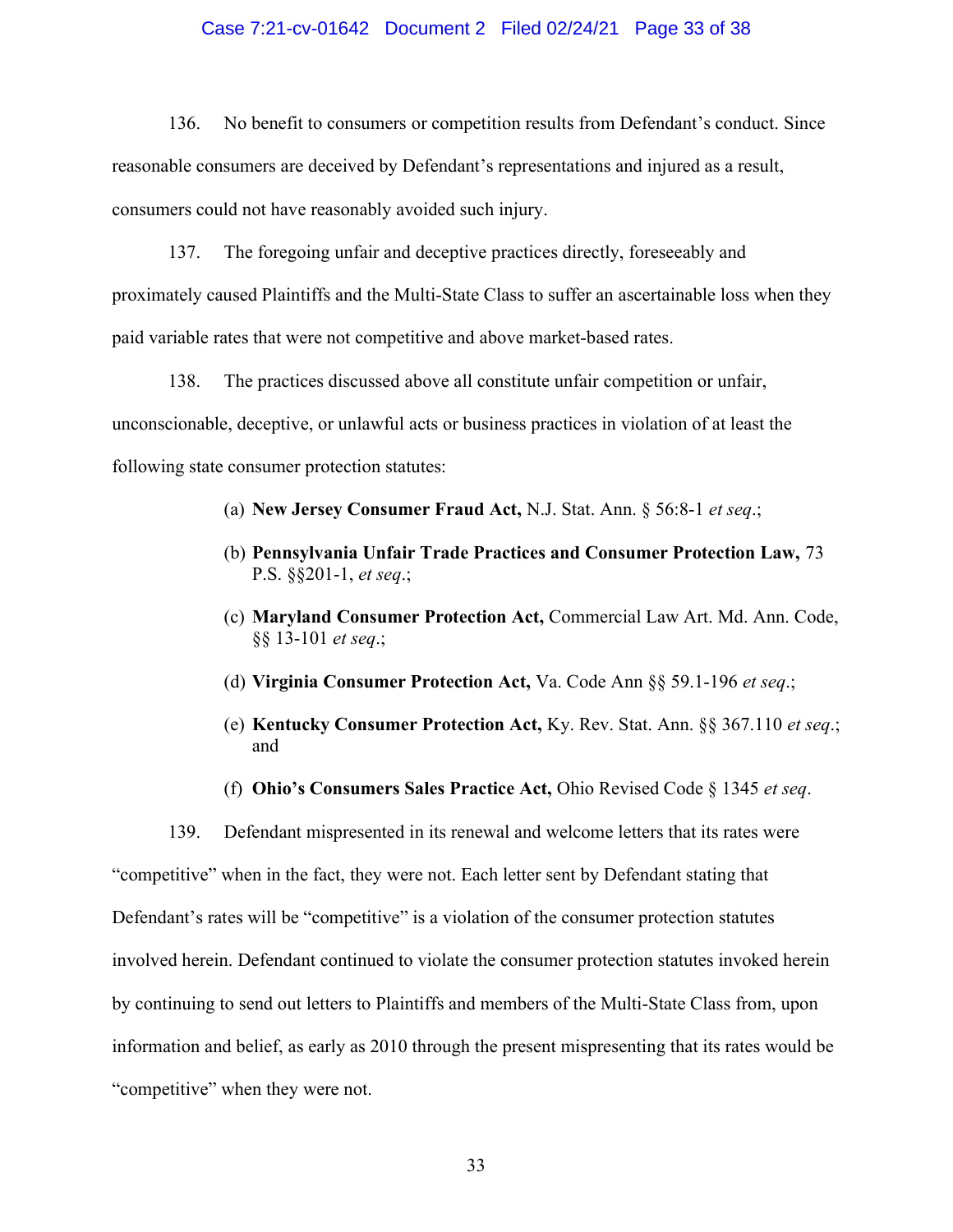136. No benefit to consumers or competition results from Defendant's conduct. Since reasonable consumers are deceived by Defendant's representations and injured as a result, consumers could not have reasonably avoided such injury.

137. The foregoing unfair and deceptive practices directly, foreseeably and proximately caused Plaintiffs and the Multi-State Class to suffer an ascertainable loss when they paid variable rates that were not competitive and above market-based rates.

138. The practices discussed above all constitute unfair competition or unfair, unconscionable, deceptive, or unlawful acts or business practices in violation of at least the following state consumer protection statutes:

(a) **New Jersey Consumer Fraud Act,** N.J. Stat. Ann. § 56:8-1 *et seq*.;

(b) **Pennsylvania Unfair Trade Practices and Consumer Protection Law,** 73 P.S. §§201-1, *et seq*.;

(c) **Maryland Consumer Protection Act,** Commercial Law Art. Md. Ann. Code, §§ 13-101 *et seq*.;

(d) **Virginia Consumer Protection Act,** Va. Code Ann §§ 59.1-196 *et seq*.;

(e) **Kentucky Consumer Protection Act,** Ky. Rev. Stat. Ann. §§ 367.110 *et seq*.; and

(f) **Ohio's Consumers Sales Practice Act,** Ohio Revised Code § 1345 *et seq*.

139. Defendant mispresented in its renewal and welcome letters that its rates were "competitive" when in the fact, they were not. Each letter sent by Defendant stating that Defendant's rates will be "competitive" is a violation of the consumer protection statutes involved herein. Defendant continued to violate the consumer protection statutes invoked herein by continuing to send out letters to Plaintiffs and members of the Multi-State Class from, upon information and belief, as early as 2010 through the present mispresenting that its rates would be "competitive" when they were not.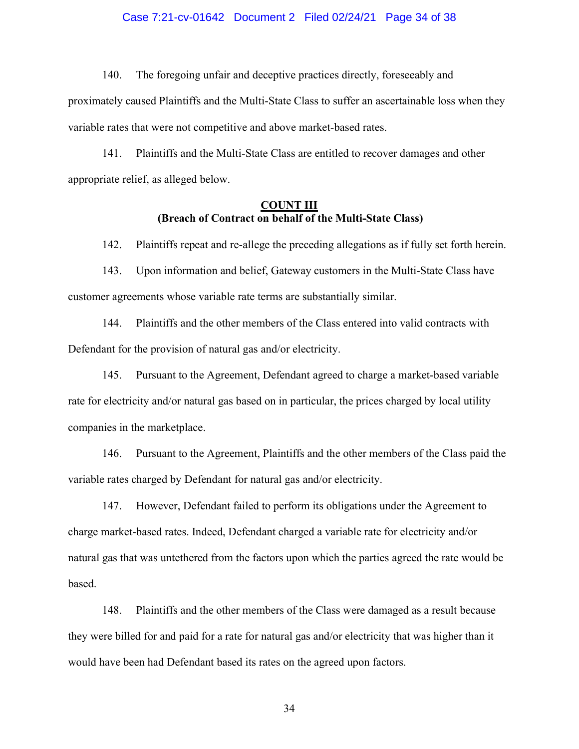140. The foregoing unfair and deceptive practices directly, foreseeably and proximately caused Plaintiffs and the Multi-State Class to suffer an ascertainable loss when they variable rates that were not competitive and above market-based rates.

141. Plaintiffs and the Multi-State Class are entitled to recover damages and other appropriate relief, as alleged below.

**COUNT III**
**(Breach of Contract on behalf of the Multi-State Class)**

142. Plaintiffs repeat and re-allege the preceding allegations as if fully set forth herein.

143. Upon information and belief, Gateway customers in the Multi-State Class have customer agreements whose variable rate terms are substantially similar.

144. Plaintiffs and the other members of the Class entered into valid contracts with Defendant for the provision of natural gas and/or electricity.

145. Pursuant to the Agreement, Defendant agreed to charge a market-based variable rate for electricity and/or natural gas based on in particular, the prices charged by local utility companies in the marketplace.

146. Pursuant to the Agreement, Plaintiffs and the other members of the Class paid the variable rates charged by Defendant for natural gas and/or electricity.

147. However, Defendant failed to perform its obligations under the Agreement to charge market-based rates. Indeed, Defendant charged a variable rate for electricity and/or natural gas that was untethered from the factors upon which the parties agreed the rate would be based.

148. Plaintiffs and the other members of the Class were damaged as a result because they were billed for and paid for a rate for natural gas and/or electricity that was higher than it would have been had Defendant based its rates on the agreed upon factors.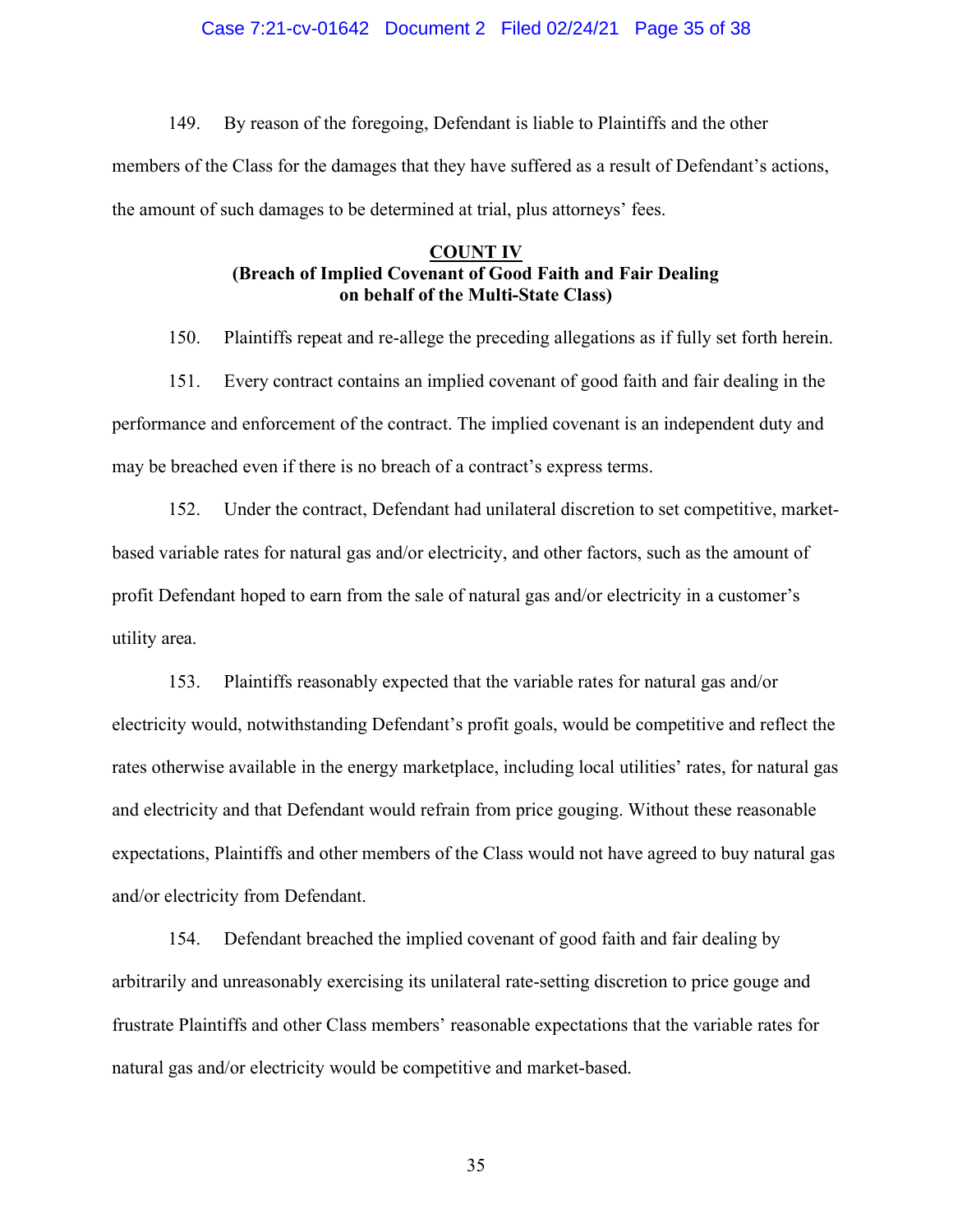149. By reason of the foregoing, Defendant is liable to Plaintiffs and the other members of the Class for the damages that they have suffered as a result of Defendant's actions, the amount of such damages to be determined at trial, plus attorneys' fees.

**COUNT IV**
**(Breach of Implied Covenant of Good Faith and Fair Dealing on behalf of the Multi-State Class)**

150. Plaintiffs repeat and re-allege the preceding allegations as if fully set forth herein.

151. Every contract contains an implied covenant of good faith and fair dealing in the performance and enforcement of the contract. The implied covenant is an independent duty and may be breached even if there is no breach of a contract's express terms.

152. Under the contract, Defendant had unilateral discretion to set competitive, market-based variable rates for natural gas and/or electricity, and other factors, such as the amount of profit Defendant hoped to earn from the sale of natural gas and/or electricity in a customer's utility area.

153. Plaintiffs reasonably expected that the variable rates for natural gas and/or electricity would, notwithstanding Defendant's profit goals, would be competitive and reflect the rates otherwise available in the energy marketplace, including local utilities' rates, for natural gas and electricity and that Defendant would refrain from price gouging. Without these reasonable expectations, Plaintiffs and other members of the Class would not have agreed to buy natural gas and/or electricity from Defendant.

154. Defendant breached the implied covenant of good faith and fair dealing by arbitrarily and unreasonably exercising its unilateral rate-setting discretion to price gouge and frustrate Plaintiffs and other Class members' reasonable expectations that the variable rates for natural gas and/or electricity would be competitive and market-based.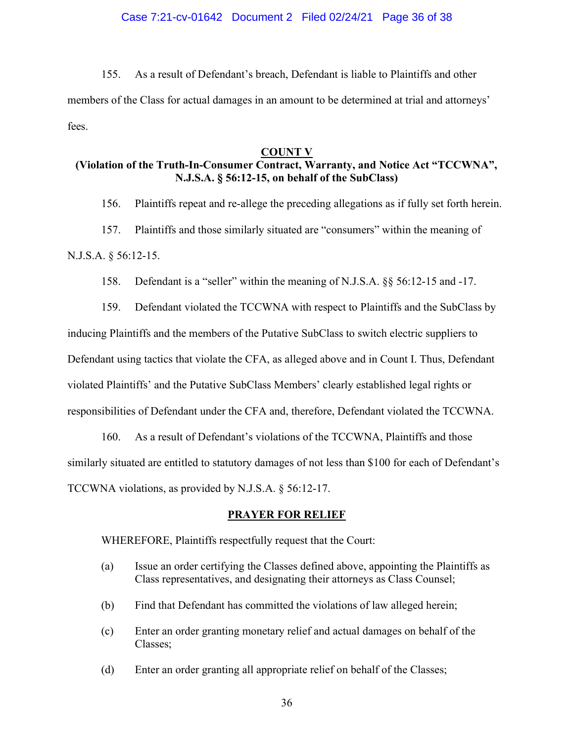155. As a result of Defendant's breach, Defendant is liable to Plaintiffs and other members of the Class for actual damages in an amount to be determined at trial and attorneys' fees.

## COUNT V

### (Violation of the Truth-In-Consumer Contract, Warranty, and Notice Act "TCCWNA", N.J.S.A. § 56:12-15, on behalf of the SubClass)

156. Plaintiffs repeat and re-allege the preceding allegations as if fully set forth herein.

157. Plaintiffs and those similarly situated are "consumers" within the meaning of N.J.S.A. § 56:12-15.

158. Defendant is a "seller" within the meaning of N.J.S.A. §§ 56:12-15 and -17.

159. Defendant violated the TCCWNA with respect to Plaintiffs and the SubClass by inducing Plaintiffs and the members of the Putative SubClass to switch electric suppliers to Defendant using tactics that violate the CFA, as alleged above and in Count I. Thus, Defendant violated Plaintiffs' and the Putative SubClass Members' clearly established legal rights or responsibilities of Defendant under the CFA and, therefore, Defendant violated the TCCWNA.

160. As a result of Defendant's violations of the TCCWNA, Plaintiffs and those similarly situated are entitled to statutory damages of not less than $100 for each of Defendant's TCCWNA violations, as provided by N.J.S.A. § 56:12-17.

## PRAYER FOR RELIEF

WHEREFORE, Plaintiffs respectfully request that the Court:

(a) Issue an order certifying the Classes defined above, appointing the Plaintiffs as Class representatives, and designating their attorneys as Class Counsel;

(b) Find that Defendant has committed the violations of law alleged herein;

(c) Enter an order granting monetary relief and actual damages on behalf of the Classes;

(d) Enter an order granting all appropriate relief on behalf of the Classes;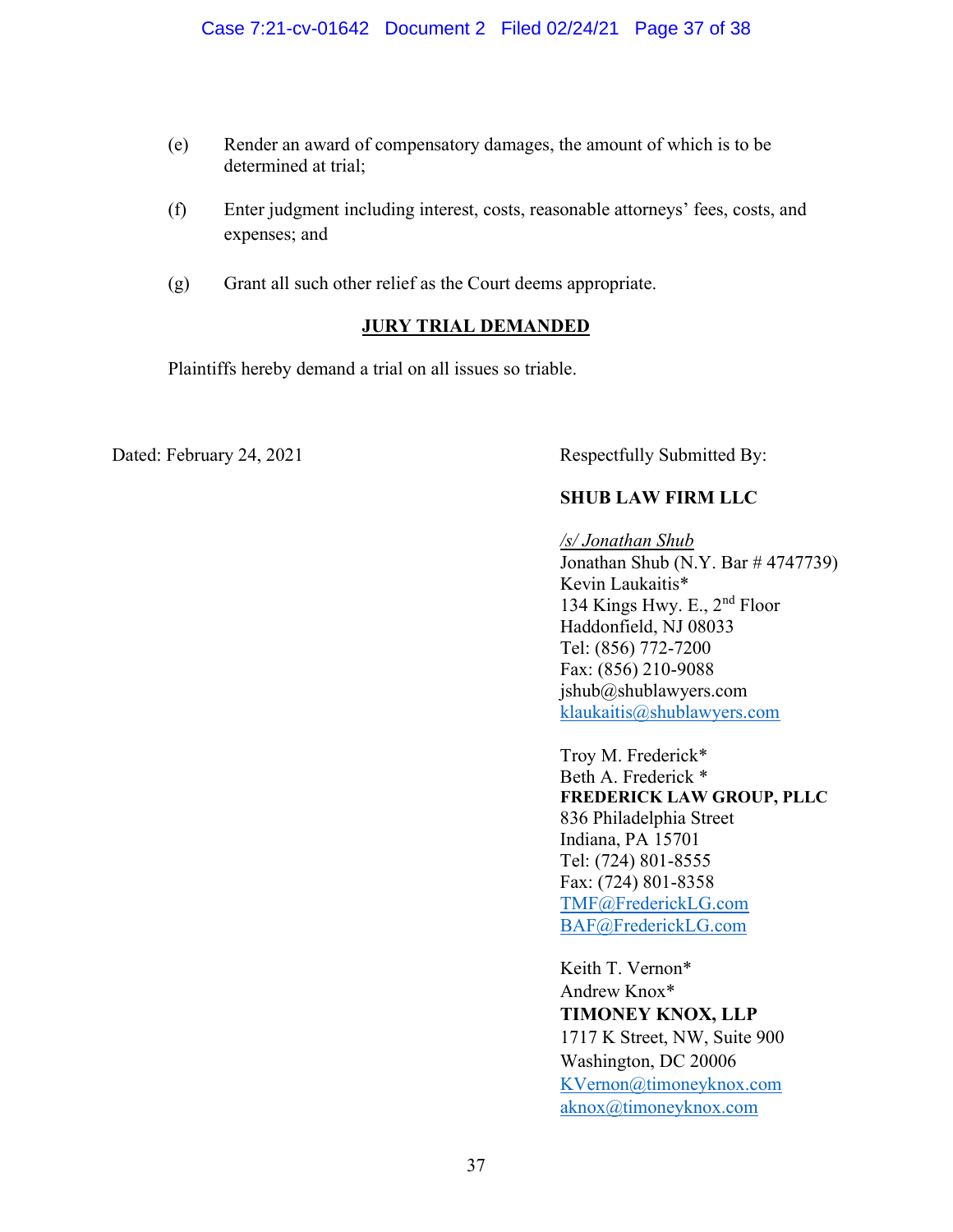(e) Render an award of compensatory damages, the amount of which is to be determined at trial;

(f) Enter judgment including interest, costs, reasonable attorneys' fees, costs, and expenses; and

(g) Grant all such other relief as the Court deems appropriate.

**JURY TRIAL DEMANDED**

Plaintiffs hereby demand a trial on all issues so triable.

Dated: February 24, 2021

Respectfully Submitted By:

**SHUB LAW FIRM LLC**

*/s/ Jonathan Shub*
Jonathan Shub (N.Y. Bar # 4747739)
Kevin Laukaitis*
134 Kings Hwy. E., 2nd Floor
Haddonfield, NJ 08033
Tel: (856) 772-7200
Fax: (856) 210-9088
jshub@shublawyers.com
klaukaitis@shublawyers.com

Troy M. Frederick*
Beth A. Frederick *
**FREDERICK LAW GROUP, PLLC**
836 Philadelphia Street
Indiana, PA 15701
Tel: (724) 801-8555
Fax: (724) 801-8358
TMF@FrederickLG.com
BAF@FrederickLG.com

Keith T. Vernon*
Andrew Knox*
**TIMONEY KNOX, LLP**
1717 K Street, NW, Suite 900
Washington, DC 20006
KVernon@timoneyknox.com
aknox@timoneyknox.com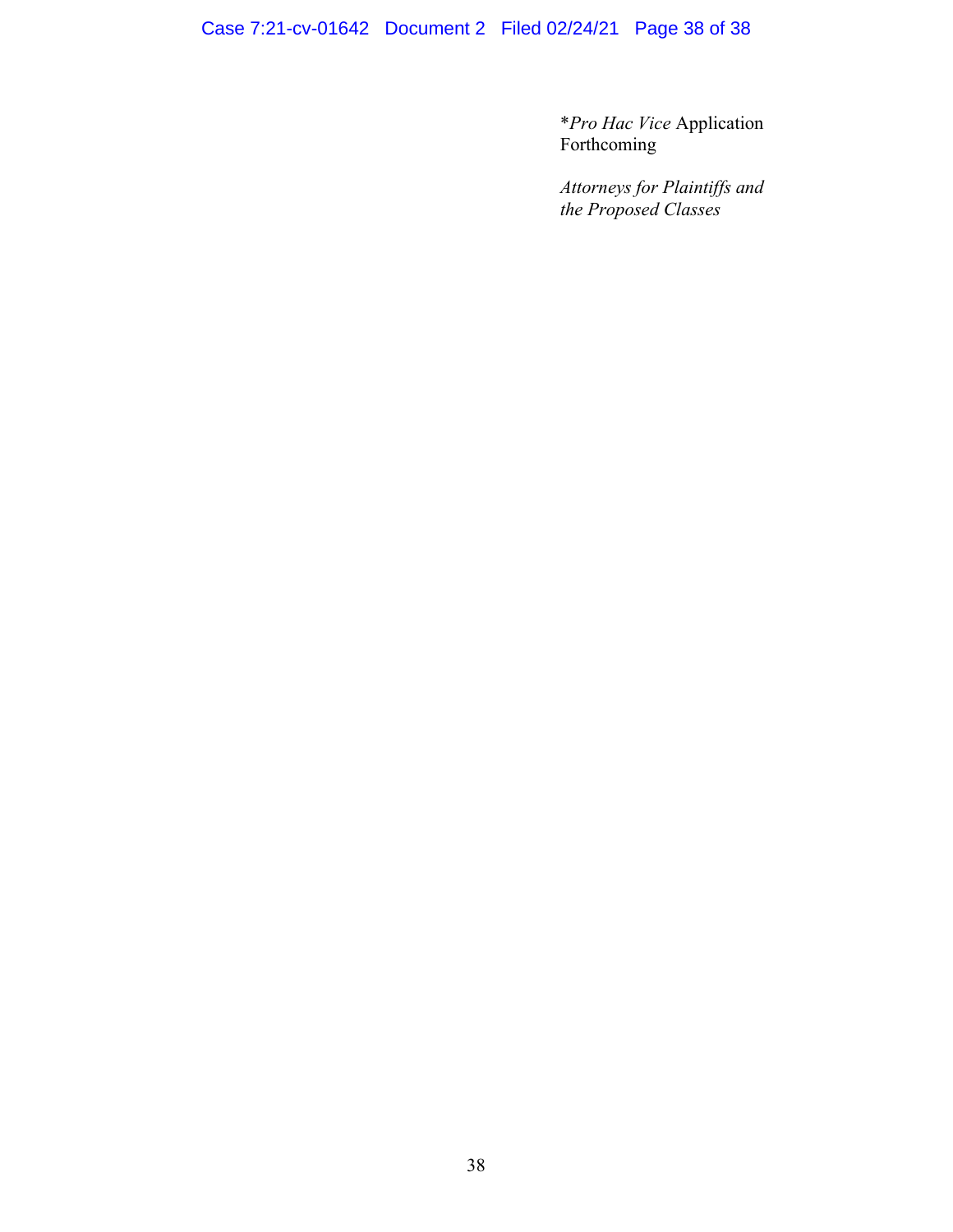\**Pro Hac Vice* Application Forthcoming

*Attorneys for Plaintiffs and the Proposed Classes*